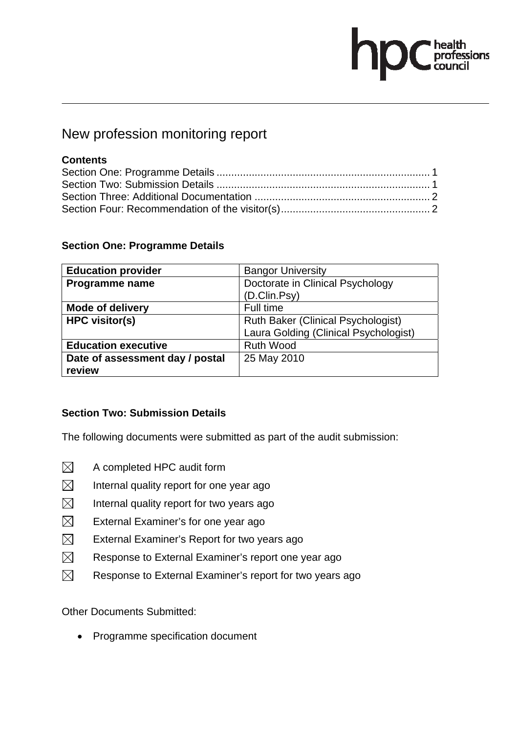# New profession monitoring report

**Contents**

Section One: Programme Details ........................................................................ 1
Section Two: Submission Details ........................................................................ 1
Section Three: Additional Documentation ........................................................... 2
Section Four: Recommendation of the visitor(s)................................................... 2

## Section One: Programme Details

| **Education provider** | Bangor University |
|---|---|
| **Programme name** | Doctorate in Clinical Psychology (D.Clin.Psy) |
| **Mode of delivery** | Full time |
| **HPC visitor(s)** | Ruth Baker (Clinical Psychologist)<br>Laura Golding (Clinical Psychologist) |
| **Education executive** | Ruth Wood |
| **Date of assessment day / postal review** | 25 May 2010 |

## Section Two: Submission Details

The following documents were submitted as part of the audit submission:

- ☒ A completed HPC audit form
- ☒ Internal quality report for one year ago
- ☒ Internal quality report for two years ago
- ☒ External Examiner's for one year ago
- ☒ External Examiner's Report for two years ago
- ☒ Response to External Examiner's report one year ago
- ☒ Response to External Examiner's report for two years ago

Other Documents Submitted:

- Programme specification document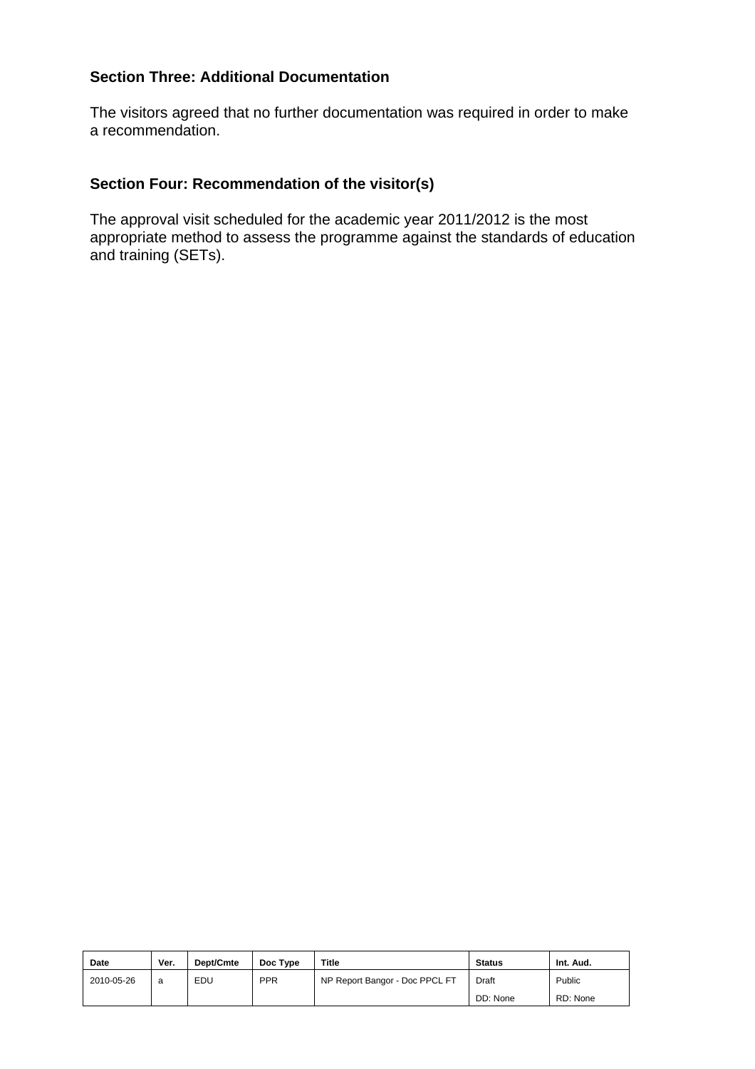### Section Three: Additional Documentation

The visitors agreed that no further documentation was required in order to make a recommendation.

### Section Four: Recommendation of the visitor(s)

The approval visit scheduled for the academic year 2011/2012 is the most appropriate method to assess the programme against the standards of education and training (SETs).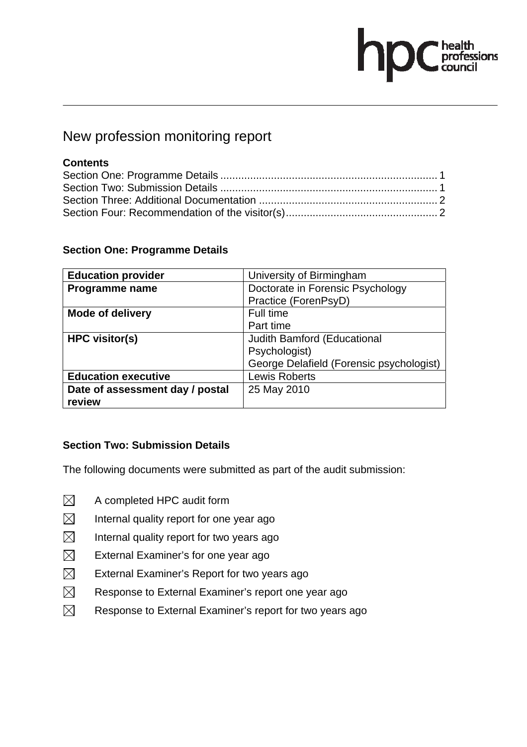# New profession monitoring report

**Contents**

Section One: Programme Details ........................................................................ 1
Section Two: Submission Details ........................................................................ 1
Section Three: Additional Documentation ........................................................... 2
Section Four: Recommendation of the visitor(s)................................................... 2

## Section One: Programme Details

| | |
|---|---|
| **Education provider** | University of Birmingham |
| **Programme name** | Doctorate in Forensic Psychology Practice (ForenPsyD) |
| **Mode of delivery** | Full time<br>Part time |
| **HPC visitor(s)** | Judith Bamford (Educational Psychologist)<br>George Delafield (Forensic psychologist) |
| **Education executive** | Lewis Roberts |
| **Date of assessment day / postal review** | 25 May 2010 |

## Section Two: Submission Details

The following documents were submitted as part of the audit submission:

- ☒ A completed HPC audit form
- ☒ Internal quality report for one year ago
- ☒ Internal quality report for two years ago
- ☒ External Examiner's for one year ago
- ☒ External Examiner's Report for two years ago
- ☒ Response to External Examiner's report one year ago
- ☒ Response to External Examiner's report for two years ago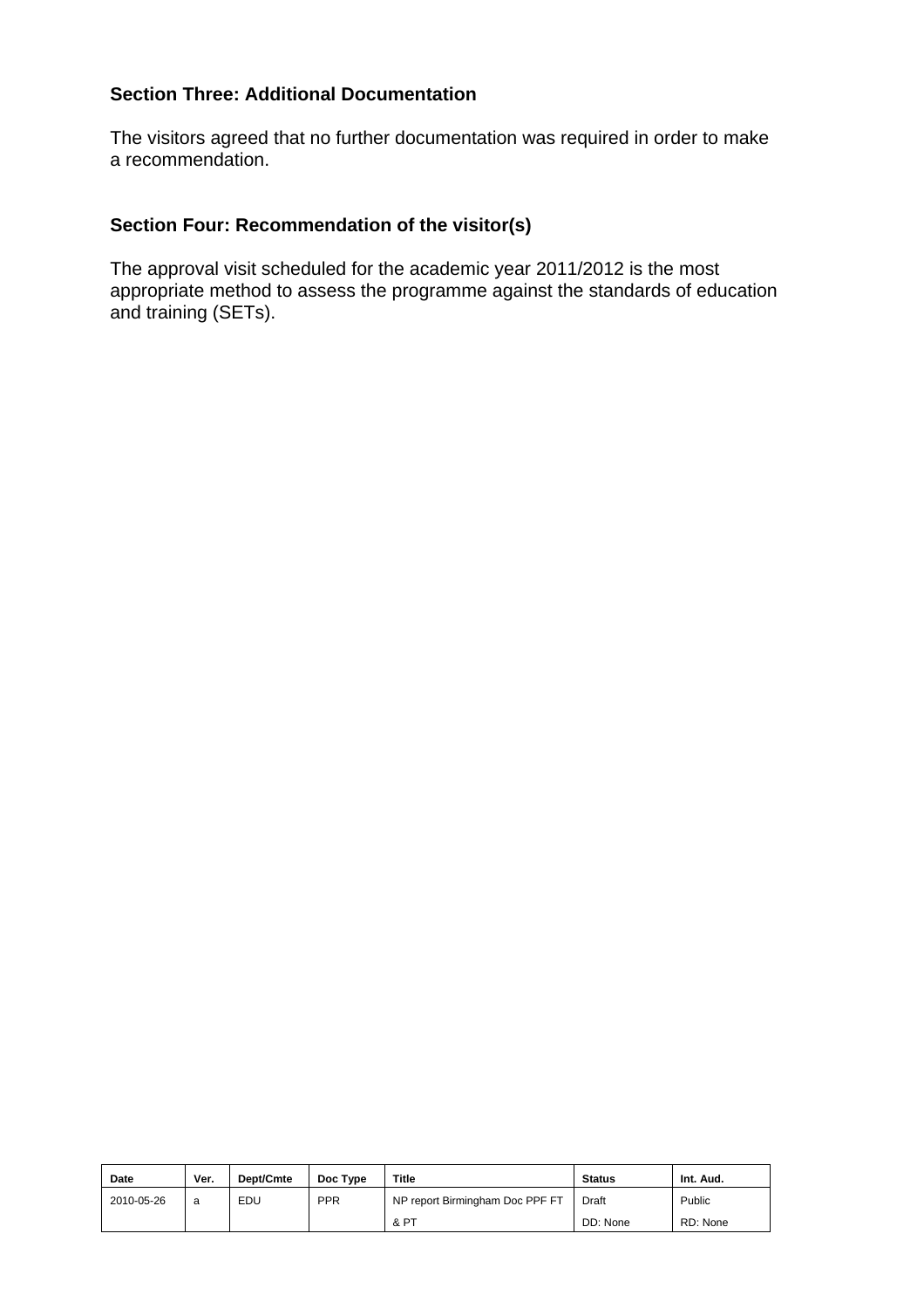**Section Three: Additional Documentation**

The visitors agreed that no further documentation was required in order to make a recommendation.

**Section Four: Recommendation of the visitor(s)**

The approval visit scheduled for the academic year 2011/2012 is the most appropriate method to assess the programme against the standards of education and training (SETs).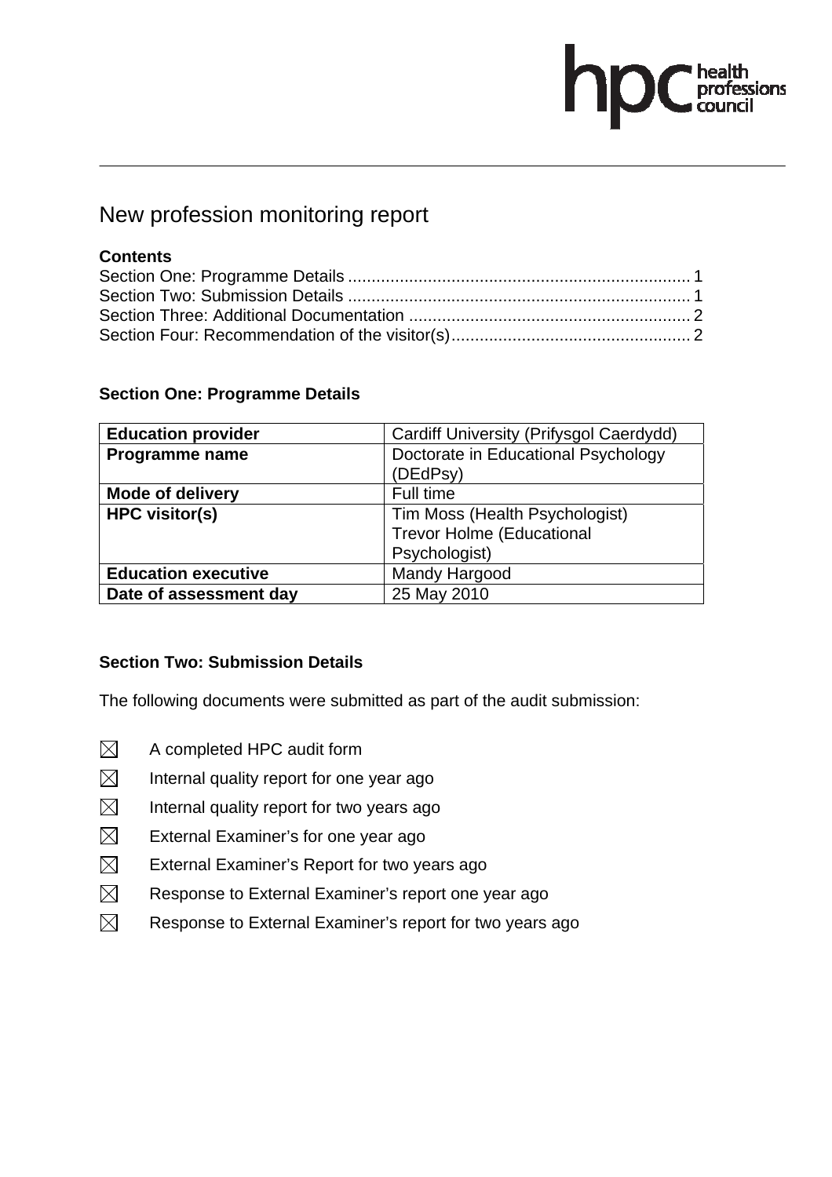# New profession monitoring report

**Contents**

Section One: Programme Details ........................................................................ 1
Section Two: Submission Details ........................................................................ 1
Section Three: Additional Documentation ........................................................... 2
Section Four: Recommendation of the visitor(s)................................................... 2

## Section One: Programme Details

| **Education provider** | Cardiff University (Prifysgol Caerdydd) |
|---|---|
| **Programme name** | Doctorate in Educational Psychology (DEdPsy) |
| **Mode of delivery** | Full time |
| **HPC visitor(s)** | Tim Moss (Health Psychologist)<br>Trevor Holme (Educational Psychologist) |
| **Education executive** | Mandy Hargood |
| **Date of assessment day** | 25 May 2010 |

## Section Two: Submission Details

The following documents were submitted as part of the audit submission:

- ☒ A completed HPC audit form
- ☒ Internal quality report for one year ago
- ☒ Internal quality report for two years ago
- ☒ External Examiner's for one year ago
- ☒ External Examiner's Report for two years ago
- ☒ Response to External Examiner's report one year ago
- ☒ Response to External Examiner's report for two years ago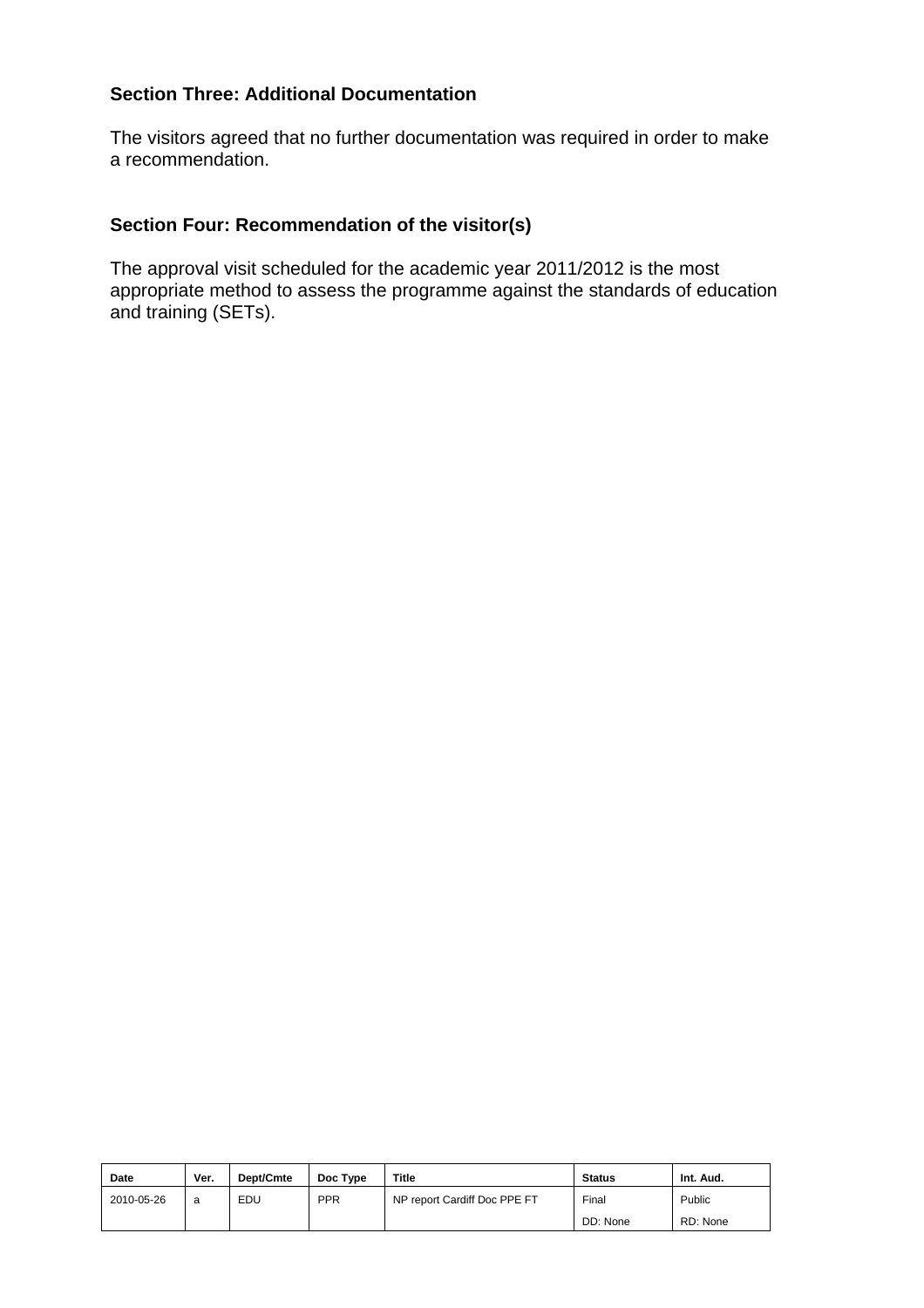## Section Three: Additional Documentation

The visitors agreed that no further documentation was required in order to make a recommendation.

## Section Four: Recommendation of the visitor(s)

The approval visit scheduled for the academic year 2011/2012 is the most appropriate method to assess the programme against the standards of education and training (SETs).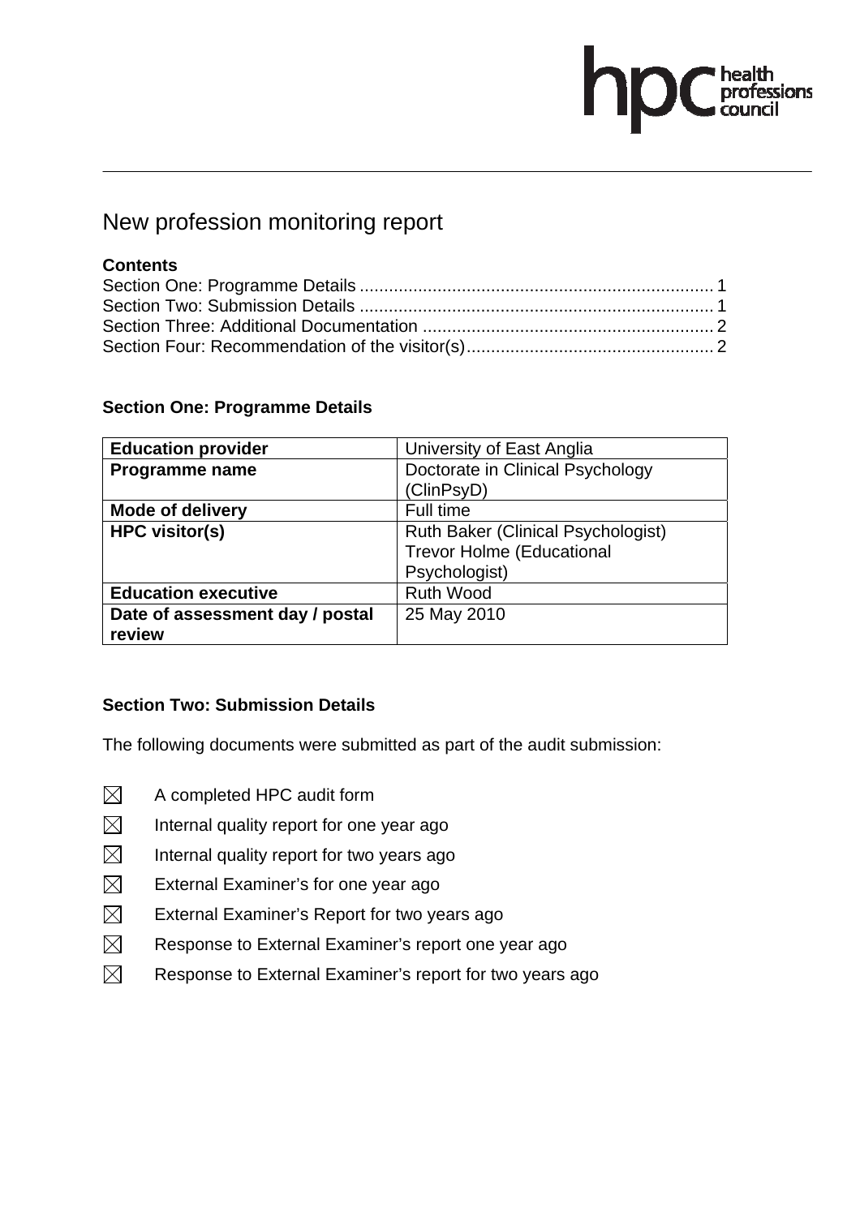# New profession monitoring report

**Contents**

Section One: Programme Details ........................................................................ 1
Section Two: Submission Details ........................................................................ 1
Section Three: Additional Documentation ........................................................... 2
Section Four: Recommendation of the visitor(s)................................................... 2

## Section One: Programme Details

| | |
|---|---|
| **Education provider** | University of East Anglia |
| **Programme name** | Doctorate in Clinical Psychology (ClinPsyD) |
| **Mode of delivery** | Full time |
| **HPC visitor(s)** | Ruth Baker (Clinical Psychologist)<br>Trevor Holme (Educational Psychologist) |
| **Education executive** | Ruth Wood |
| **Date of assessment day / postal review** | 25 May 2010 |

## Section Two: Submission Details

The following documents were submitted as part of the audit submission:

- ☒ A completed HPC audit form
- ☒ Internal quality report for one year ago
- ☒ Internal quality report for two years ago
- ☒ External Examiner's for one year ago
- ☒ External Examiner's Report for two years ago
- ☒ Response to External Examiner's report one year ago
- ☒ Response to External Examiner's report for two years ago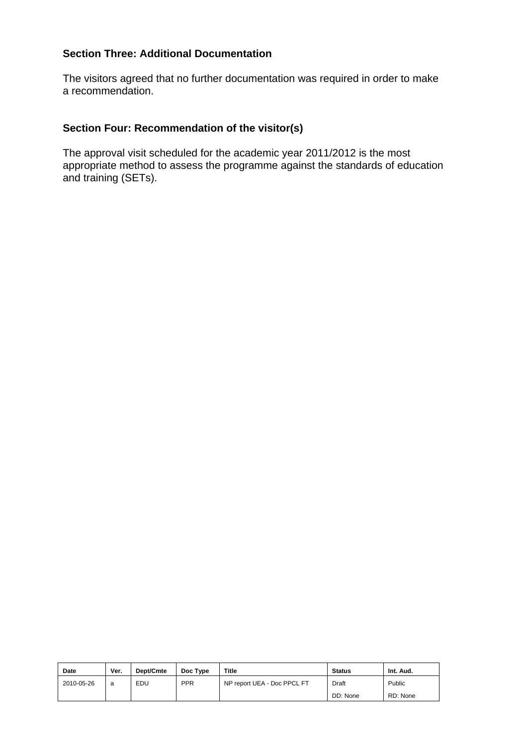## Section Three: Additional Documentation

The visitors agreed that no further documentation was required in order to make a recommendation.

## Section Four: Recommendation of the visitor(s)

The approval visit scheduled for the academic year 2011/2012 is the most appropriate method to assess the programme against the standards of education and training (SETs).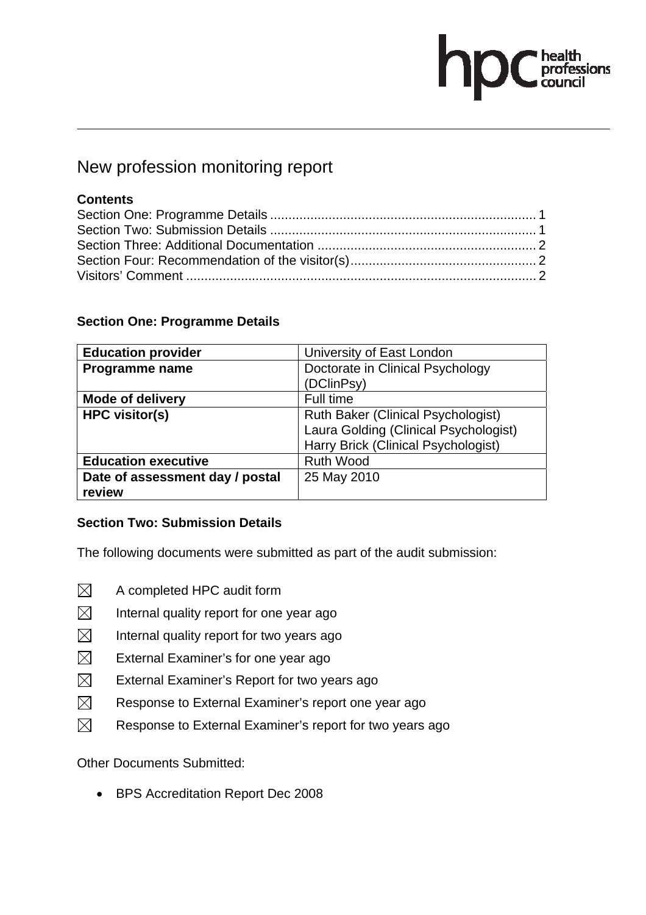# New profession monitoring report

**Contents**

Section One: Programme Details ........................................................................ 1
Section Two: Submission Details ........................................................................ 1
Section Three: Additional Documentation ........................................................... 2
Section Four: Recommendation of the visitor(s)................................................... 2
Visitors' Comment ................................................................................................ 2

## Section One: Programme Details

| | |
|---|---|
| **Education provider** | University of East London |
| **Programme name** | Doctorate in Clinical Psychology (DClinPsy) |
| **Mode of delivery** | Full time |
| **HPC visitor(s)** | Ruth Baker (Clinical Psychologist)<br>Laura Golding (Clinical Psychologist)<br>Harry Brick (Clinical Psychologist) |
| **Education executive** | Ruth Wood |
| **Date of assessment day / postal review** | 25 May 2010 |

## Section Two: Submission Details

The following documents were submitted as part of the audit submission:

- ☒ A completed HPC audit form
- ☒ Internal quality report for one year ago
- ☒ Internal quality report for two years ago
- ☒ External Examiner's for one year ago
- ☒ External Examiner's Report for two years ago
- ☒ Response to External Examiner's report one year ago
- ☒ Response to External Examiner's report for two years ago

Other Documents Submitted:

- BPS Accreditation Report Dec 2008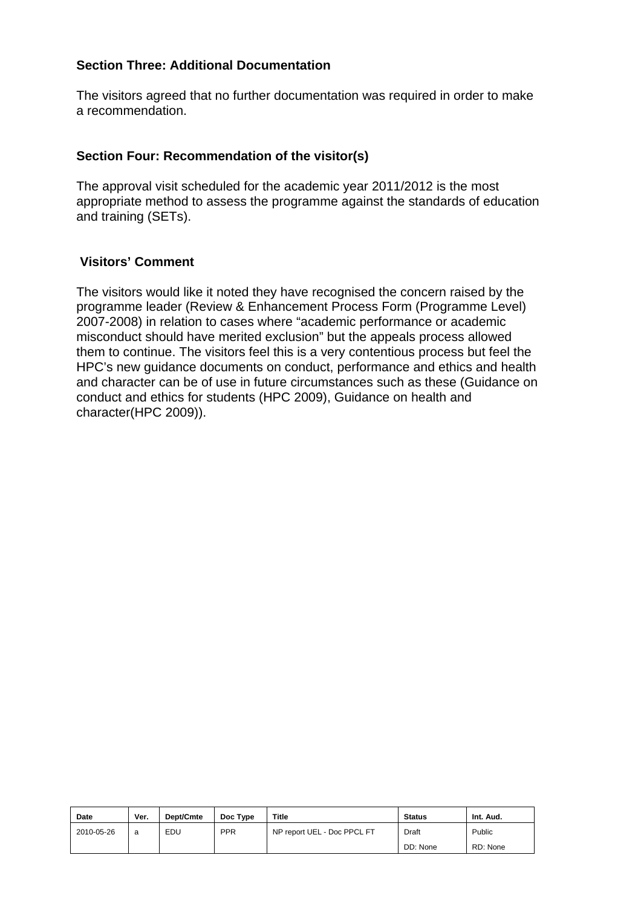**Section Three: Additional Documentation**

The visitors agreed that no further documentation was required in order to make a recommendation.

**Section Four: Recommendation of the visitor(s)**

The approval visit scheduled for the academic year 2011/2012 is the most appropriate method to assess the programme against the standards of education and training (SETs).

**Visitors' Comment**

The visitors would like it noted they have recognised the concern raised by the programme leader (Review & Enhancement Process Form (Programme Level) 2007-2008) in relation to cases where "academic performance or academic misconduct should have merited exclusion" but the appeals process allowed them to continue. The visitors feel this is a very contentious process but feel the HPC's new guidance documents on conduct, performance and ethics and health and character can be of use in future circumstances such as these (Guidance on conduct and ethics for students (HPC 2009), Guidance on health and character(HPC 2009)).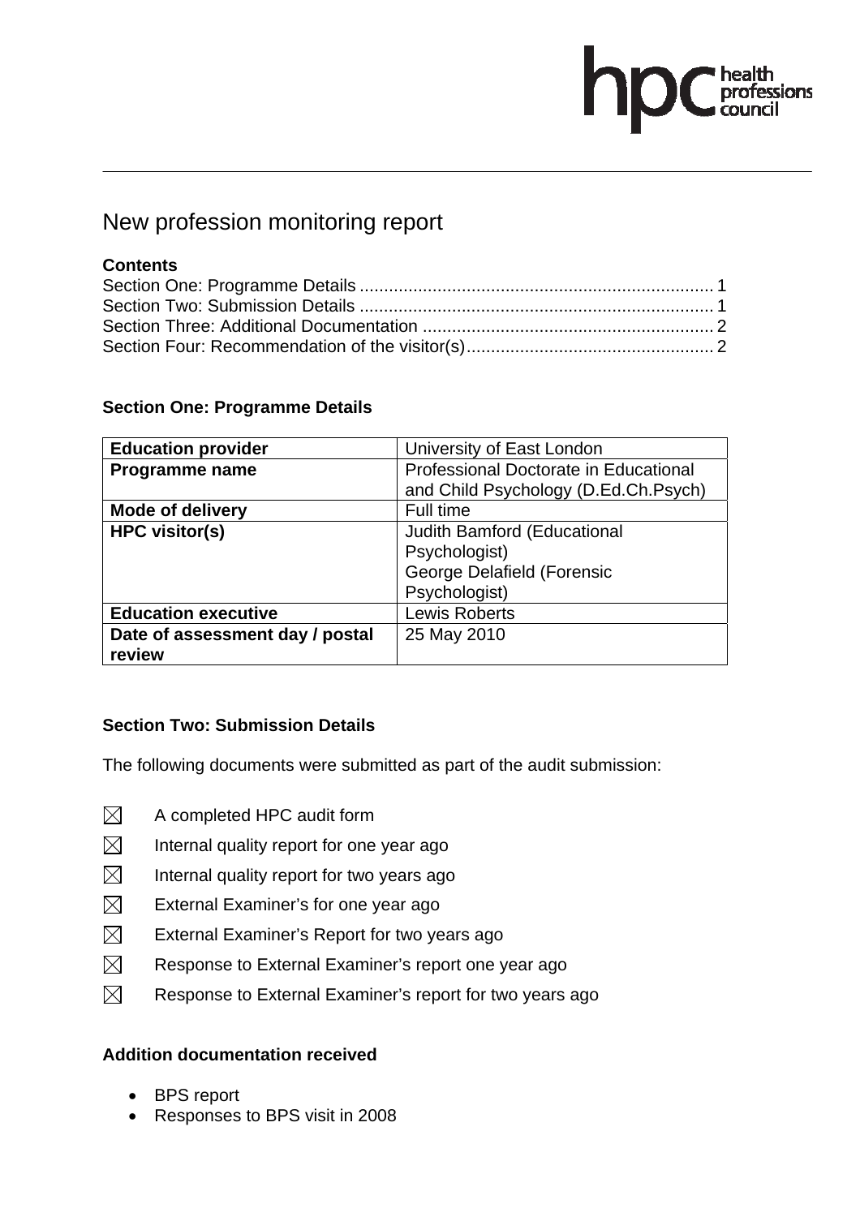# New profession monitoring report

**Contents**

Section One: Programme Details ........................................................................ 1
Section Two: Submission Details ........................................................................ 1
Section Three: Additional Documentation ........................................................... 2
Section Four: Recommendation of the visitor(s).................................................. 2

## Section One: Programme Details

| | |
|---|---|
| **Education provider** | University of East London |
| **Programme name** | Professional Doctorate in Educational and Child Psychology (D.Ed.Ch.Psych) |
| **Mode of delivery** | Full time |
| **HPC visitor(s)** | Judith Bamford (Educational Psychologist)<br>George Delafield (Forensic Psychologist) |
| **Education executive** | Lewis Roberts |
| **Date of assessment day / postal review** | 25 May 2010 |

## Section Two: Submission Details

The following documents were submitted as part of the audit submission:

- ☒ A completed HPC audit form
- ☒ Internal quality report for one year ago
- ☒ Internal quality report for two years ago
- ☒ External Examiner's for one year ago
- ☒ External Examiner's Report for two years ago
- ☒ Response to External Examiner's report one year ago
- ☒ Response to External Examiner's report for two years ago

### Addition documentation received

- BPS report
- Responses to BPS visit in 2008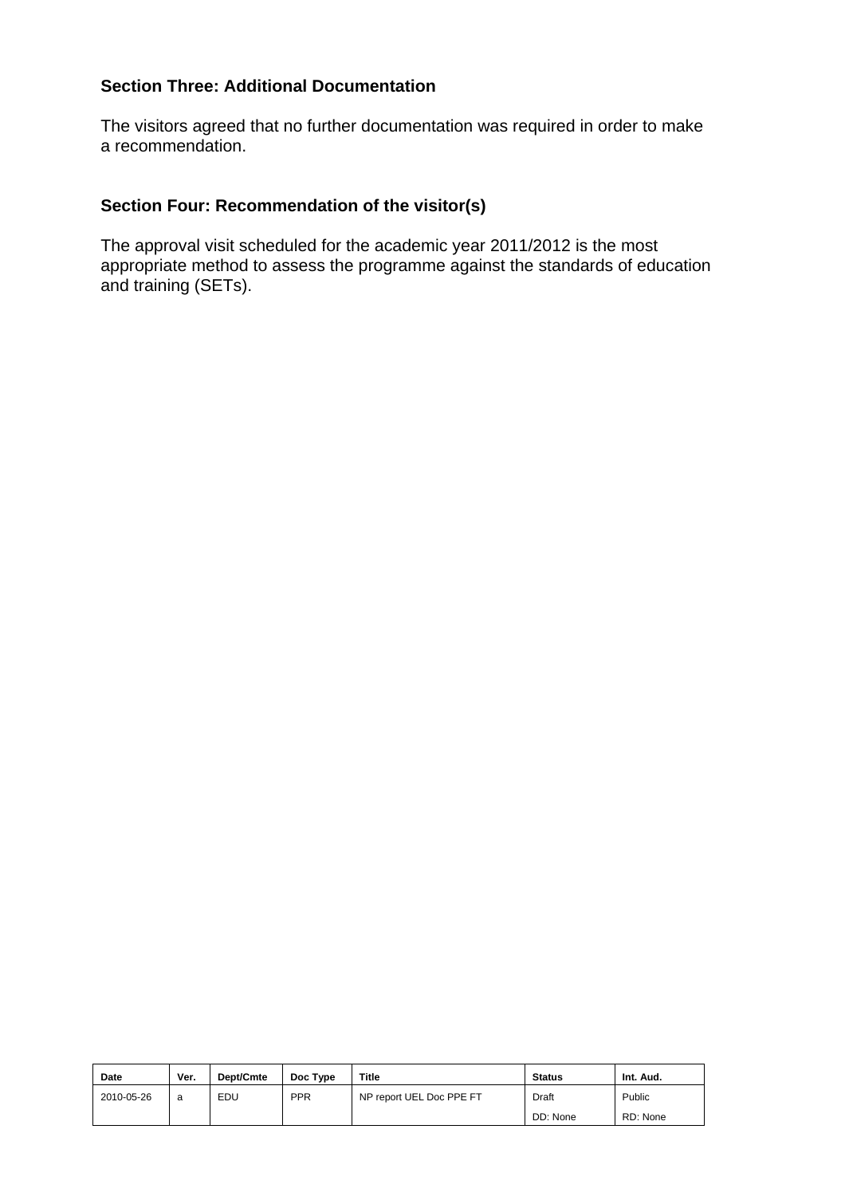## Section Three: Additional Documentation

The visitors agreed that no further documentation was required in order to make a recommendation.

## Section Four: Recommendation of the visitor(s)

The approval visit scheduled for the academic year 2011/2012 is the most appropriate method to assess the programme against the standards of education and training (SETs).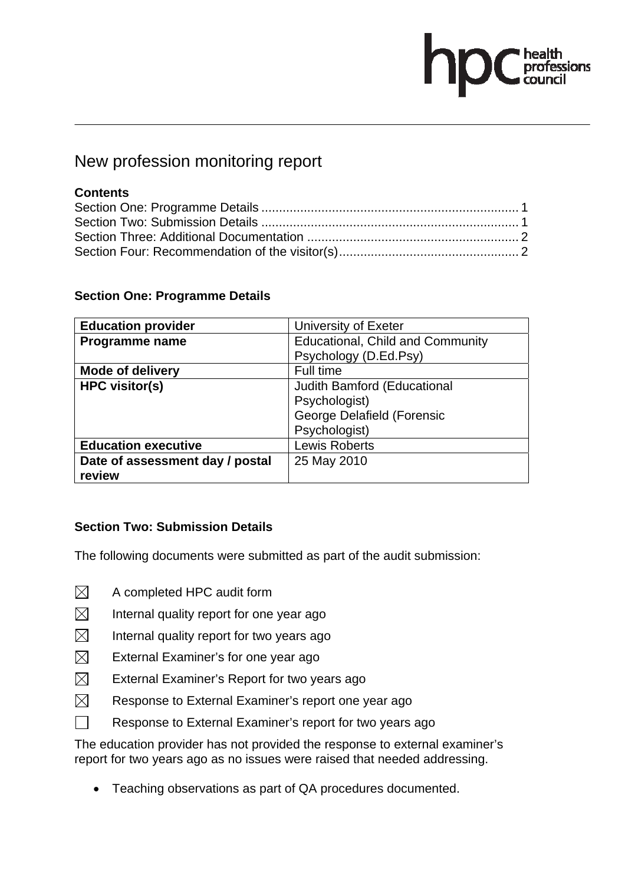# New profession monitoring report

**Contents**

Section One: Programme Details ........................................................................ 1
Section Two: Submission Details ........................................................................ 1
Section Three: Additional Documentation ........................................................... 2
Section Four: Recommendation of the visitor(s).................................................. 2

## Section One: Programme Details

| **Education provider** | University of Exeter |
|---|---|
| **Programme name** | Educational, Child and Community Psychology (D.Ed.Psy) |
| **Mode of delivery** | Full time |
| **HPC visitor(s)** | Judith Bamford (Educational Psychologist)<br>George Delafield (Forensic Psychologist) |
| **Education executive** | Lewis Roberts |
| **Date of assessment day / postal review** | 25 May 2010 |

## Section Two: Submission Details

The following documents were submitted as part of the audit submission:

- ☒ A completed HPC audit form
- ☒ Internal quality report for one year ago
- ☒ Internal quality report for two years ago
- ☒ External Examiner's for one year ago
- ☒ External Examiner's Report for two years ago
- ☒ Response to External Examiner's report one year ago
- ☐ Response to External Examiner's report for two years ago

The education provider has not provided the response to external examiner's report for two years ago as no issues were raised that needed addressing.

- Teaching observations as part of QA procedures documented.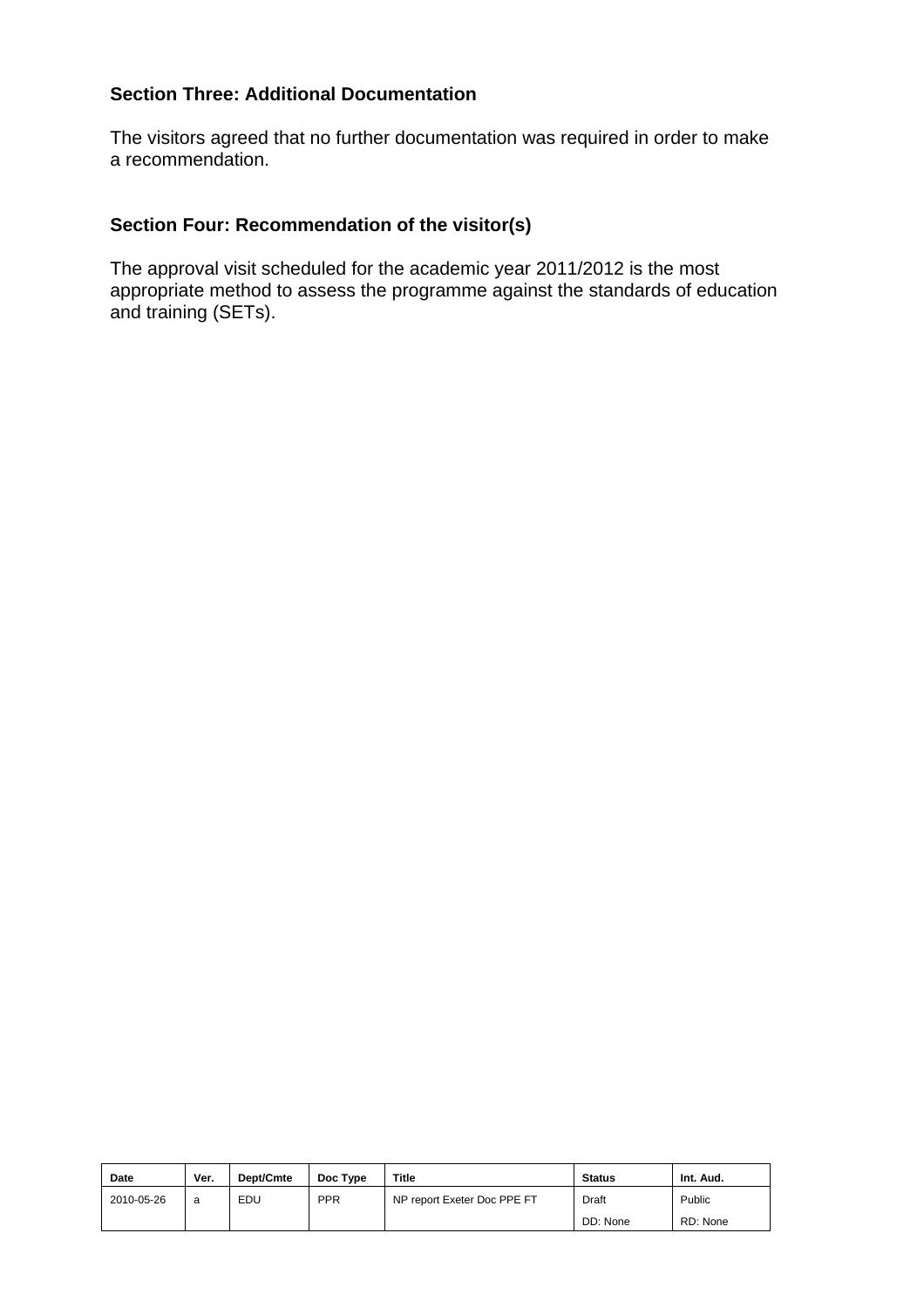## Section Three: Additional Documentation

The visitors agreed that no further documentation was required in order to make a recommendation.

## Section Four: Recommendation of the visitor(s)

The approval visit scheduled for the academic year 2011/2012 is the most appropriate method to assess the programme against the standards of education and training (SETs).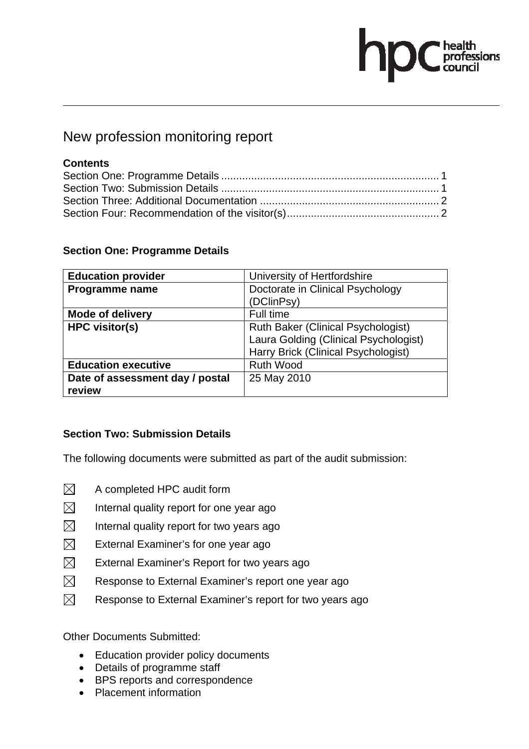# New profession monitoring report

**Contents**

Section One: Programme Details ........................................................................ 1
Section Two: Submission Details ........................................................................ 1
Section Three: Additional Documentation ........................................................... 2
Section Four: Recommendation of the visitor(s)................................................... 2

## Section One: Programme Details

| **Education provider** | University of Hertfordshire |
|---|---|
| **Programme name** | Doctorate in Clinical Psychology (DClinPsy) |
| **Mode of delivery** | Full time |
| **HPC visitor(s)** | Ruth Baker (Clinical Psychologist)<br>Laura Golding (Clinical Psychologist)<br>Harry Brick (Clinical Psychologist) |
| **Education executive** | Ruth Wood |
| **Date of assessment day / postal review** | 25 May 2010 |

## Section Two: Submission Details

The following documents were submitted as part of the audit submission:

- ☒ A completed HPC audit form
- ☒ Internal quality report for one year ago
- ☒ Internal quality report for two years ago
- ☒ External Examiner's for one year ago
- ☒ External Examiner's Report for two years ago
- ☒ Response to External Examiner's report one year ago
- ☒ Response to External Examiner's report for two years ago

Other Documents Submitted:

- Education provider policy documents
- Details of programme staff
- BPS reports and correspondence
- Placement information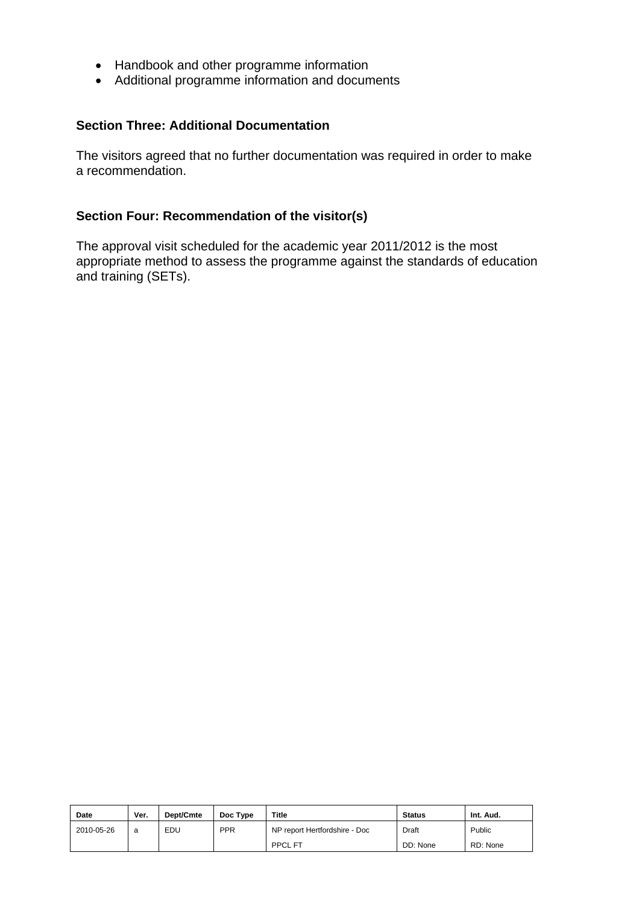- Handbook and other programme information
- Additional programme information and documents

### Section Three: Additional Documentation

The visitors agreed that no further documentation was required in order to make a recommendation.

### Section Four: Recommendation of the visitor(s)

The approval visit scheduled for the academic year 2011/2012 is the most appropriate method to assess the programme against the standards of education and training (SETs).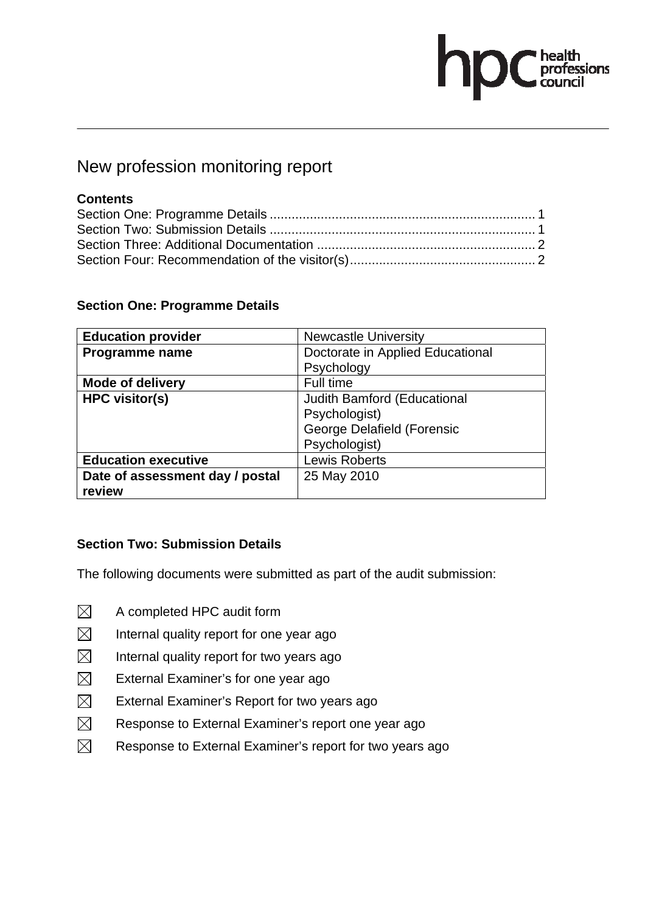# New profession monitoring report

**Contents**

Section One: Programme Details ........................................................................ 1
Section Two: Submission Details ........................................................................ 1
Section Three: Additional Documentation ........................................................... 2
Section Four: Recommendation of the visitor(s)................................................... 2

## Section One: Programme Details

| | |
|---|---|
| **Education provider** | Newcastle University |
| **Programme name** | Doctorate in Applied Educational Psychology |
| **Mode of delivery** | Full time |
| **HPC visitor(s)** | Judith Bamford (Educational Psychologist)<br>George Delafield (Forensic Psychologist) |
| **Education executive** | Lewis Roberts |
| **Date of assessment day / postal review** | 25 May 2010 |

## Section Two: Submission Details

The following documents were submitted as part of the audit submission:

- ☒ A completed HPC audit form
- ☒ Internal quality report for one year ago
- ☒ Internal quality report for two years ago
- ☒ External Examiner's for one year ago
- ☒ External Examiner's Report for two years ago
- ☒ Response to External Examiner's report one year ago
- ☒ Response to External Examiner's report for two years ago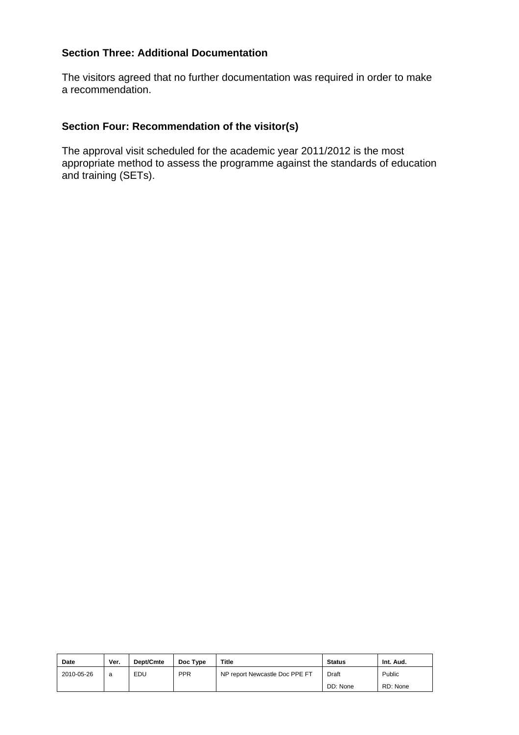**Section Three: Additional Documentation**

The visitors agreed that no further documentation was required in order to make a recommendation.

**Section Four: Recommendation of the visitor(s)**

The approval visit scheduled for the academic year 2011/2012 is the most appropriate method to assess the programme against the standards of education and training (SETs).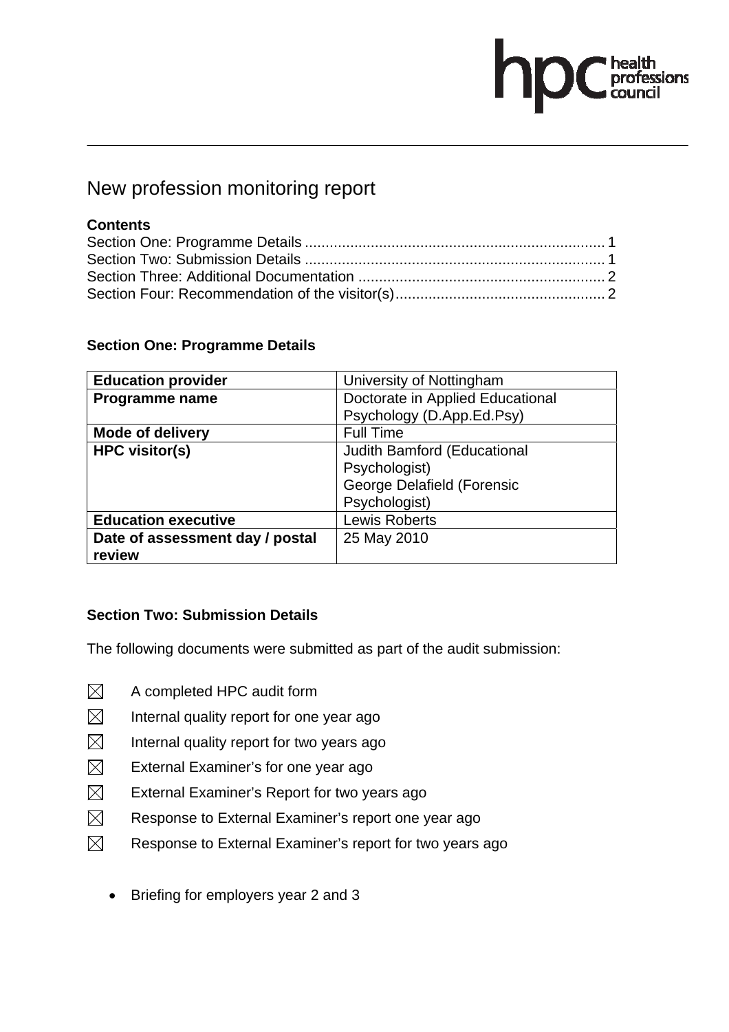# New profession monitoring report

**Contents**

Section One: Programme Details ........................................................................ 1
Section Two: Submission Details ........................................................................ 1
Section Three: Additional Documentation ........................................................... 2
Section Four: Recommendation of the visitor(s)................................................... 2

### Section One: Programme Details

| **Education provider** | University of Nottingham |
|---|---|
| **Programme name** | Doctorate in Applied Educational Psychology (D.App.Ed.Psy) |
| **Mode of delivery** | Full Time |
| **HPC visitor(s)** | Judith Bamford (Educational Psychologist)<br>George Delafield (Forensic Psychologist) |
| **Education executive** | Lewis Roberts |
| **Date of assessment day / postal review** | 25 May 2010 |

### Section Two: Submission Details

The following documents were submitted as part of the audit submission:

- ☒ A completed HPC audit form
- ☒ Internal quality report for one year ago
- ☒ Internal quality report for two years ago
- ☒ External Examiner's for one year ago
- ☒ External Examiner's Report for two years ago
- ☒ Response to External Examiner's report one year ago
- ☒ Response to External Examiner's report for two years ago

- Briefing for employers year 2 and 3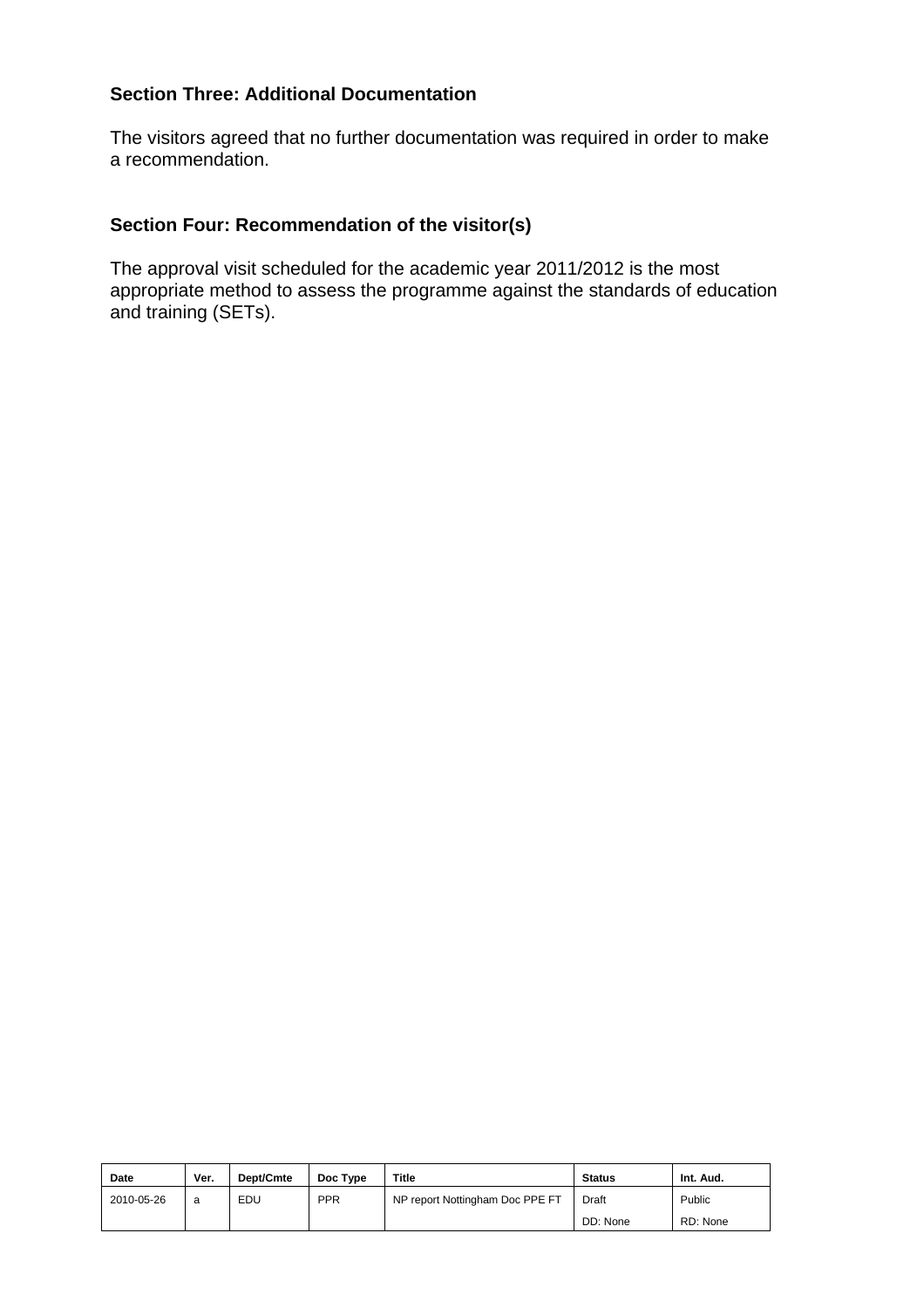### Section Three: Additional Documentation

The visitors agreed that no further documentation was required in order to make a recommendation.

### Section Four: Recommendation of the visitor(s)

The approval visit scheduled for the academic year 2011/2012 is the most appropriate method to assess the programme against the standards of education and training (SETs).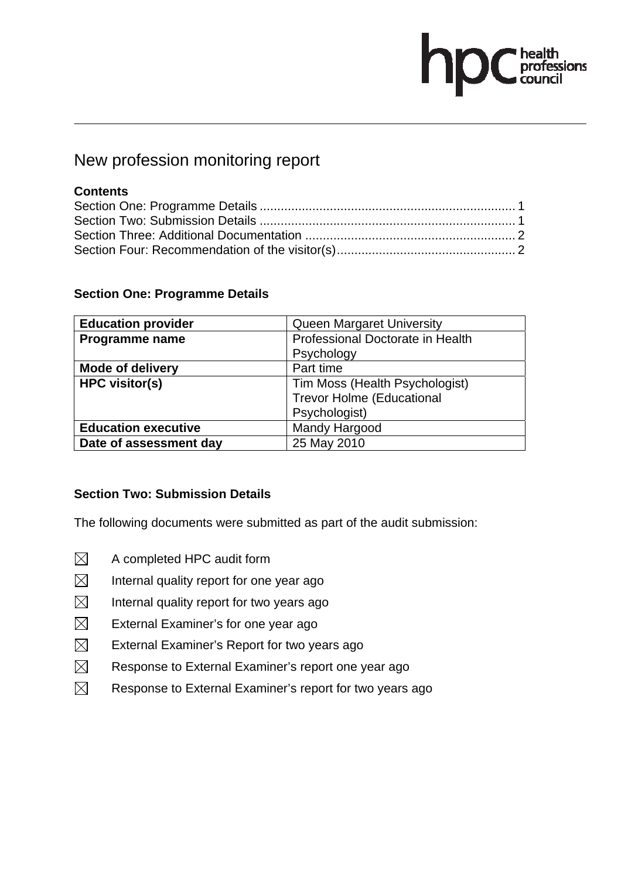# New profession monitoring report

**Contents**

Section One: Programme Details ........................................................................ 1
Section Two: Submission Details ........................................................................ 1
Section Three: Additional Documentation ........................................................... 2
Section Four: Recommendation of the visitor(s)................................................... 2

## Section One: Programme Details

| **Education provider** | Queen Margaret University |
|---|---|
| **Programme name** | Professional Doctorate in Health Psychology |
| **Mode of delivery** | Part time |
| **HPC visitor(s)** | Tim Moss (Health Psychologist)<br>Trevor Holme (Educational Psychologist) |
| **Education executive** | Mandy Hargood |
| **Date of assessment day** | 25 May 2010 |

## Section Two: Submission Details

The following documents were submitted as part of the audit submission:

- ☒ A completed HPC audit form
- ☒ Internal quality report for one year ago
- ☒ Internal quality report for two years ago
- ☒ External Examiner's for one year ago
- ☒ External Examiner's Report for two years ago
- ☒ Response to External Examiner's report one year ago
- ☒ Response to External Examiner's report for two years ago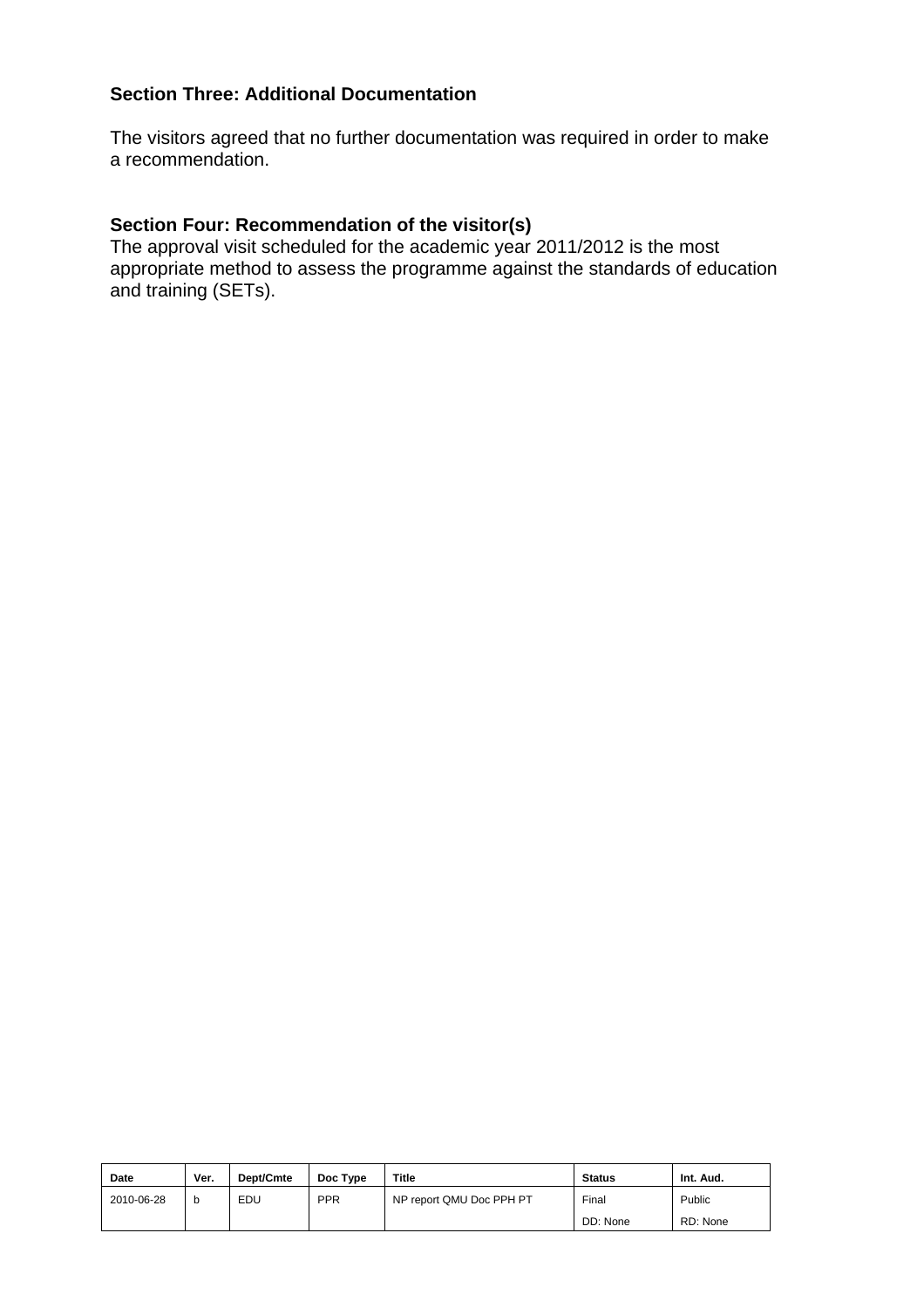**Section Three: Additional Documentation**

The visitors agreed that no further documentation was required in order to make a recommendation.

**Section Four: Recommendation of the visitor(s)**

The approval visit scheduled for the academic year 2011/2012 is the most appropriate method to assess the programme against the standards of education and training (SETs).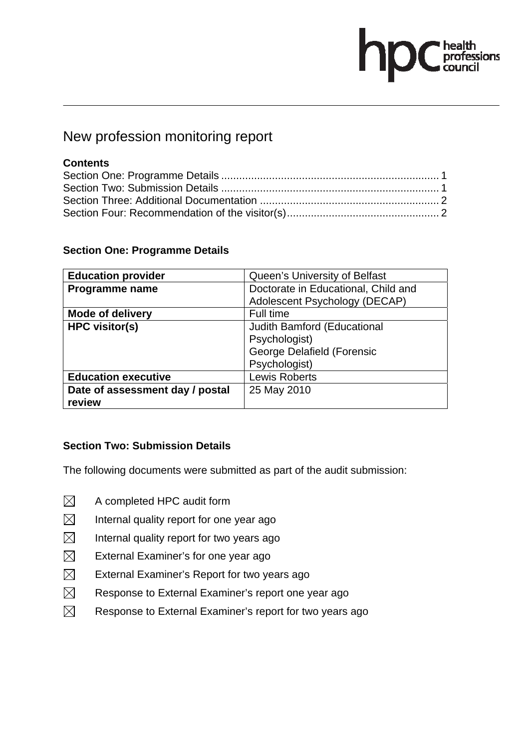# New profession monitoring report

**Contents**

Section One: Programme Details ........................................................................ 1
Section Two: Submission Details ........................................................................ 1
Section Three: Additional Documentation ........................................................... 2
Section Four: Recommendation of the visitor(s)................................................... 2

## Section One: Programme Details

| **Education provider** | Queen's University of Belfast |
|---|---|
| **Programme name** | Doctorate in Educational, Child and Adolescent Psychology (DECAP) |
| **Mode of delivery** | Full time |
| **HPC visitor(s)** | Judith Bamford (Educational Psychologist)<br>George Delafield (Forensic Psychologist) |
| **Education executive** | Lewis Roberts |
| **Date of assessment day / postal review** | 25 May 2010 |

## Section Two: Submission Details

The following documents were submitted as part of the audit submission:

- ☒ A completed HPC audit form
- ☒ Internal quality report for one year ago
- ☒ Internal quality report for two years ago
- ☒ External Examiner's for one year ago
- ☒ External Examiner's Report for two years ago
- ☒ Response to External Examiner's report one year ago
- ☒ Response to External Examiner's report for two years ago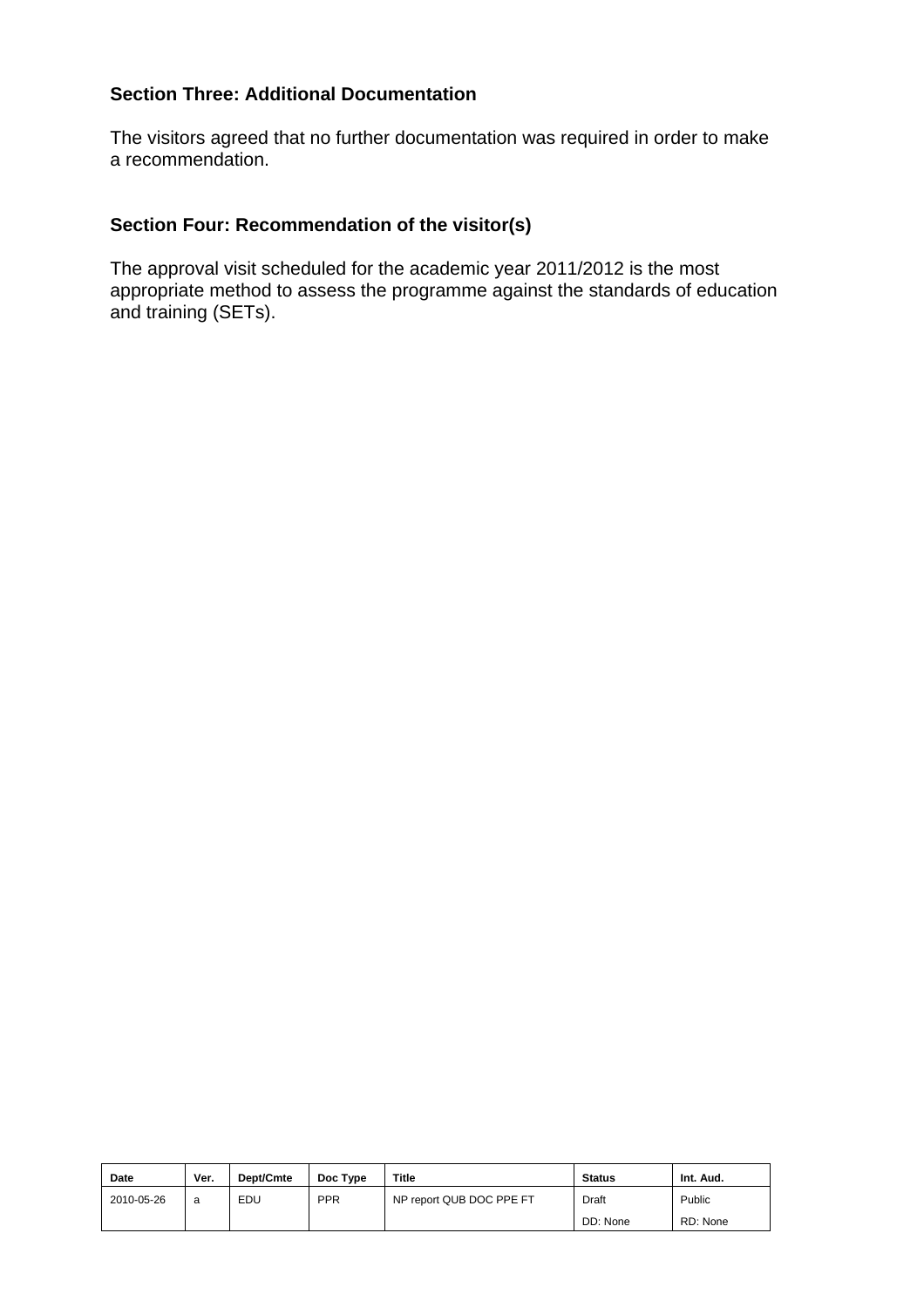## Section Three: Additional Documentation

The visitors agreed that no further documentation was required in order to make a recommendation.

## Section Four: Recommendation of the visitor(s)

The approval visit scheduled for the academic year 2011/2012 is the most appropriate method to assess the programme against the standards of education and training (SETs).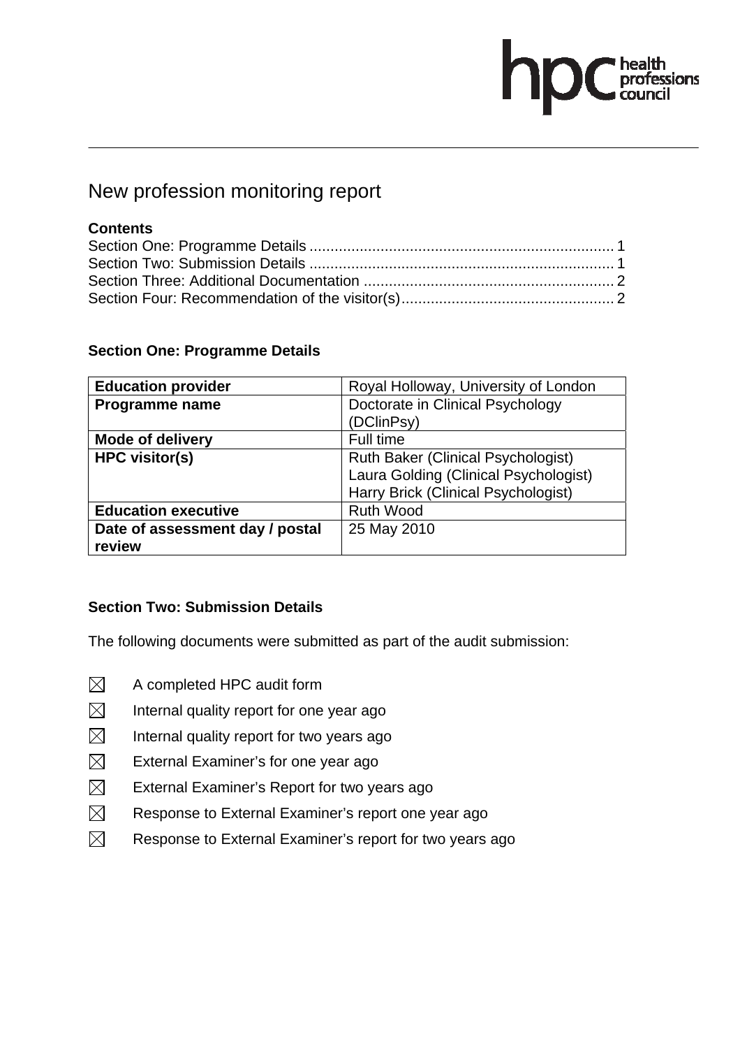# New profession monitoring report

**Contents**

Section One: Programme Details ........................................................................ 1
Section Two: Submission Details ........................................................................ 1
Section Three: Additional Documentation ........................................................... 2
Section Four: Recommendation of the visitor(s).................................................. 2

## Section One: Programme Details

| **Education provider** | Royal Holloway, University of London |
|---|---|
| **Programme name** | Doctorate in Clinical Psychology (DClinPsy) |
| **Mode of delivery** | Full time |
| **HPC visitor(s)** | Ruth Baker (Clinical Psychologist)<br>Laura Golding (Clinical Psychologist)<br>Harry Brick (Clinical Psychologist) |
| **Education executive** | Ruth Wood |
| **Date of assessment day / postal review** | 25 May 2010 |

## Section Two: Submission Details

The following documents were submitted as part of the audit submission:

- ☒ A completed HPC audit form
- ☒ Internal quality report for one year ago
- ☒ Internal quality report for two years ago
- ☒ External Examiner's for one year ago
- ☒ External Examiner's Report for two years ago
- ☒ Response to External Examiner's report one year ago
- ☒ Response to External Examiner's report for two years ago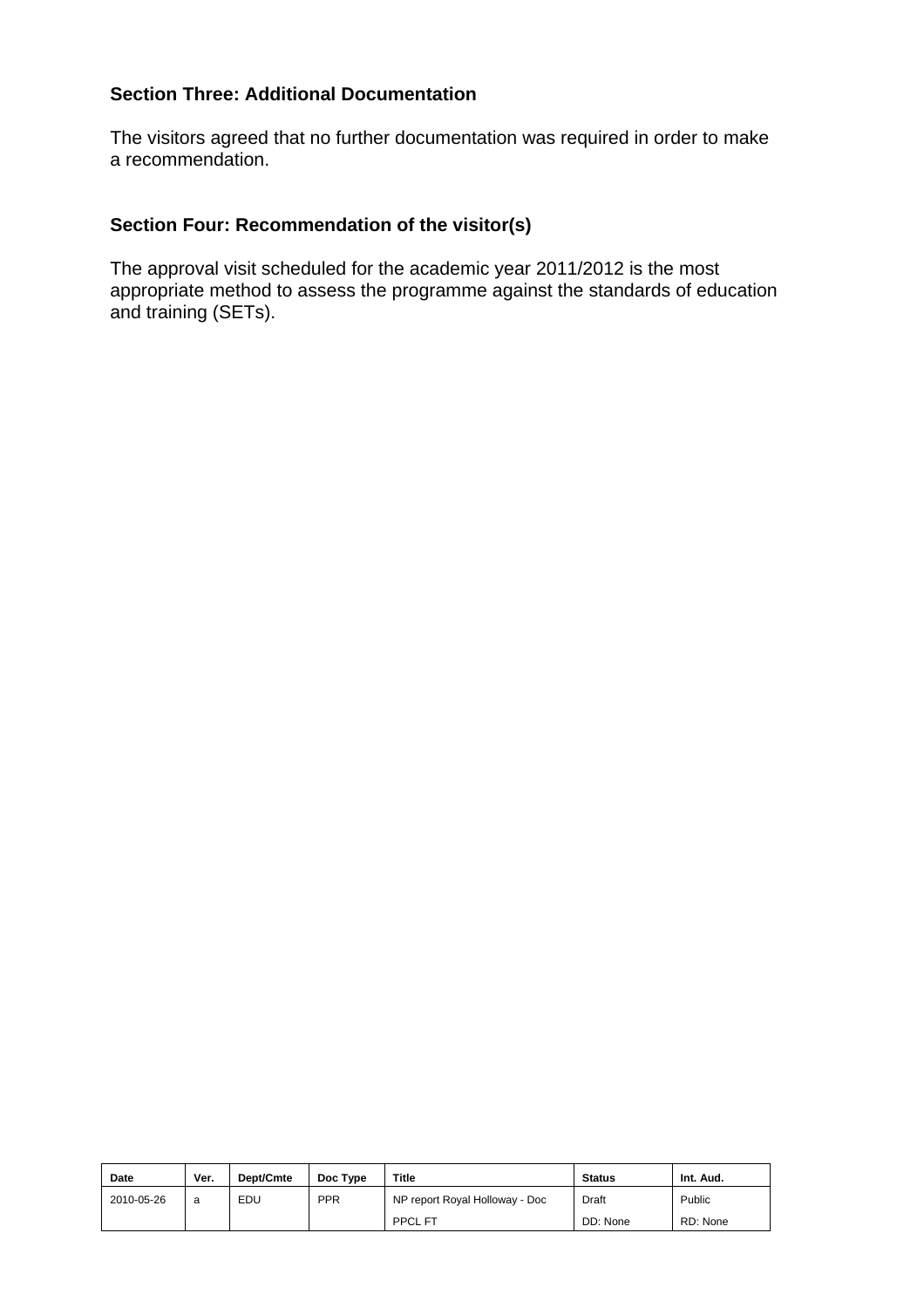### Section Three: Additional Documentation

The visitors agreed that no further documentation was required in order to make a recommendation.

### Section Four: Recommendation of the visitor(s)

The approval visit scheduled for the academic year 2011/2012 is the most appropriate method to assess the programme against the standards of education and training (SETs).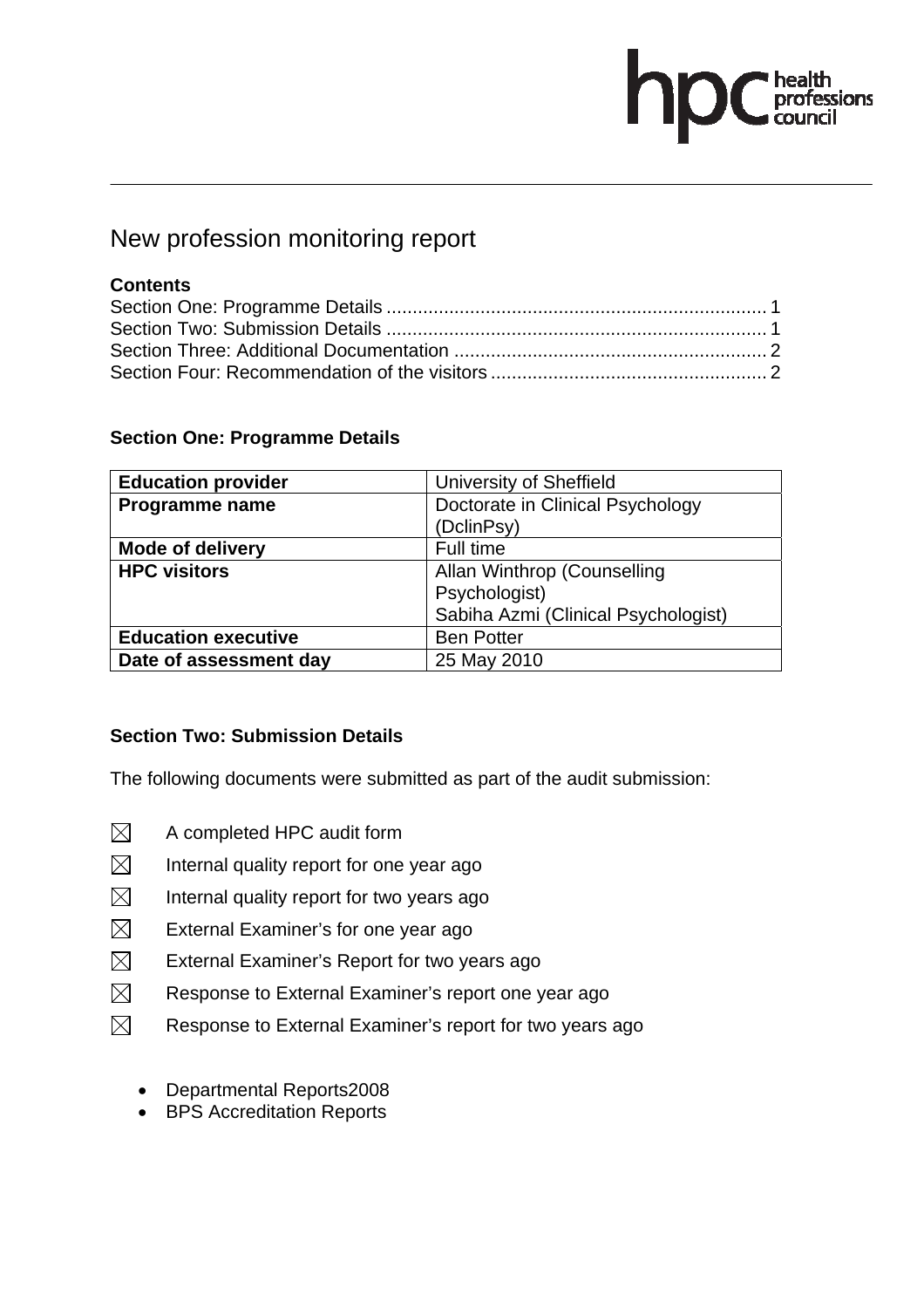hpc health professions council

# New profession monitoring report

**Contents**

Section One: Programme Details ........................................................................ 1
Section Two: Submission Details ........................................................................ 1
Section Three: Additional Documentation ........................................................... 2
Section Four: Recommendation of the visitors ..................................................... 2

## Section One: Programme Details

| **Education provider** | University of Sheffield |
|---|---|
| **Programme name** | Doctorate in Clinical Psychology (DclinPsy) |
| **Mode of delivery** | Full time |
| **HPC visitors** | Allan Winthrop (Counselling Psychologist)<br>Sabiha Azmi (Clinical Psychologist) |
| **Education executive** | Ben Potter |
| **Date of assessment day** | 25 May 2010 |

## Section Two: Submission Details

The following documents were submitted as part of the audit submission:

- ☒ A completed HPC audit form
- ☒ Internal quality report for one year ago
- ☒ Internal quality report for two years ago
- ☒ External Examiner's for one year ago
- ☒ External Examiner's Report for two years ago
- ☒ Response to External Examiner's report one year ago
- ☒ Response to External Examiner's report for two years ago

- Departmental Reports2008
- BPS Accreditation Reports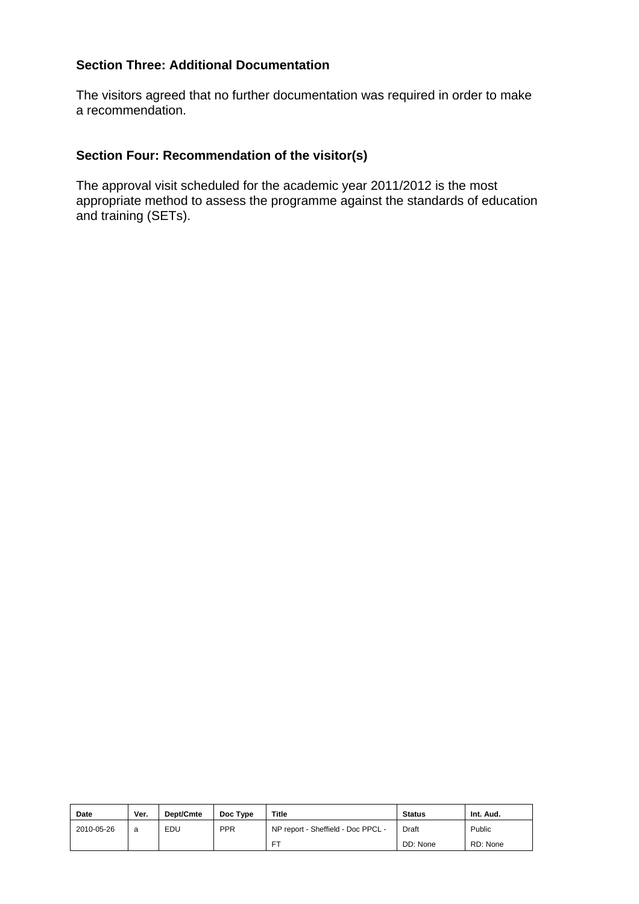## Section Three: Additional Documentation

The visitors agreed that no further documentation was required in order to make a recommendation.

## Section Four: Recommendation of the visitor(s)

The approval visit scheduled for the academic year 2011/2012 is the most appropriate method to assess the programme against the standards of education and training (SETs).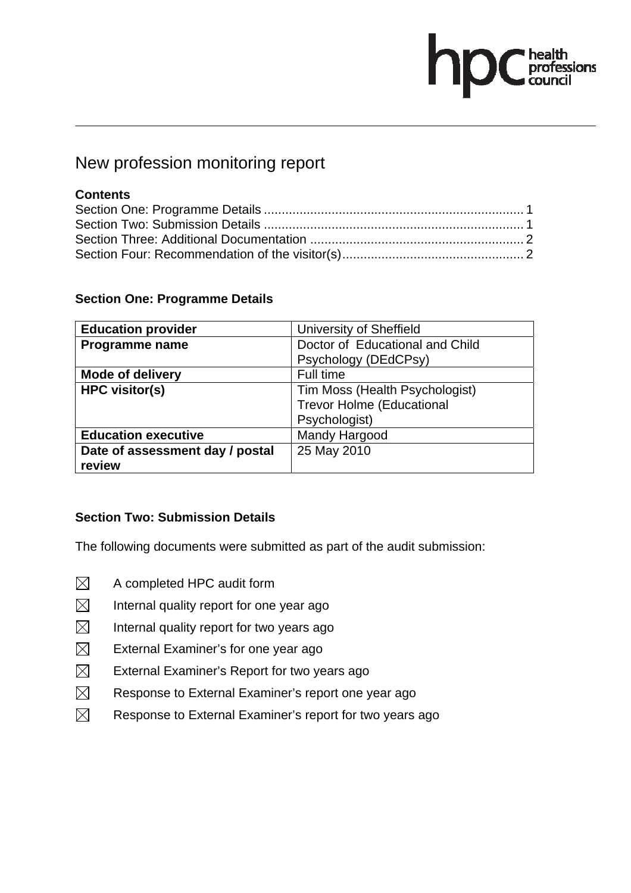# New profession monitoring report

**Contents**

Section One: Programme Details ........................................................................ 1
Section Two: Submission Details ........................................................................ 1
Section Three: Additional Documentation ........................................................... 2
Section Four: Recommendation of the visitor(s)................................................... 2

## Section One: Programme Details

| **Education provider** | University of Sheffield |
|---|---|
| **Programme name** | Doctor of Educational and Child Psychology (DEdCPsy) |
| **Mode of delivery** | Full time |
| **HPC visitor(s)** | Tim Moss (Health Psychologist)<br>Trevor Holme (Educational Psychologist) |
| **Education executive** | Mandy Hargood |
| **Date of assessment day / postal review** | 25 May 2010 |

## Section Two: Submission Details

The following documents were submitted as part of the audit submission:

- ☒ A completed HPC audit form
- ☒ Internal quality report for one year ago
- ☒ Internal quality report for two years ago
- ☒ External Examiner's for one year ago
- ☒ External Examiner's Report for two years ago
- ☒ Response to External Examiner's report one year ago
- ☒ Response to External Examiner's report for two years ago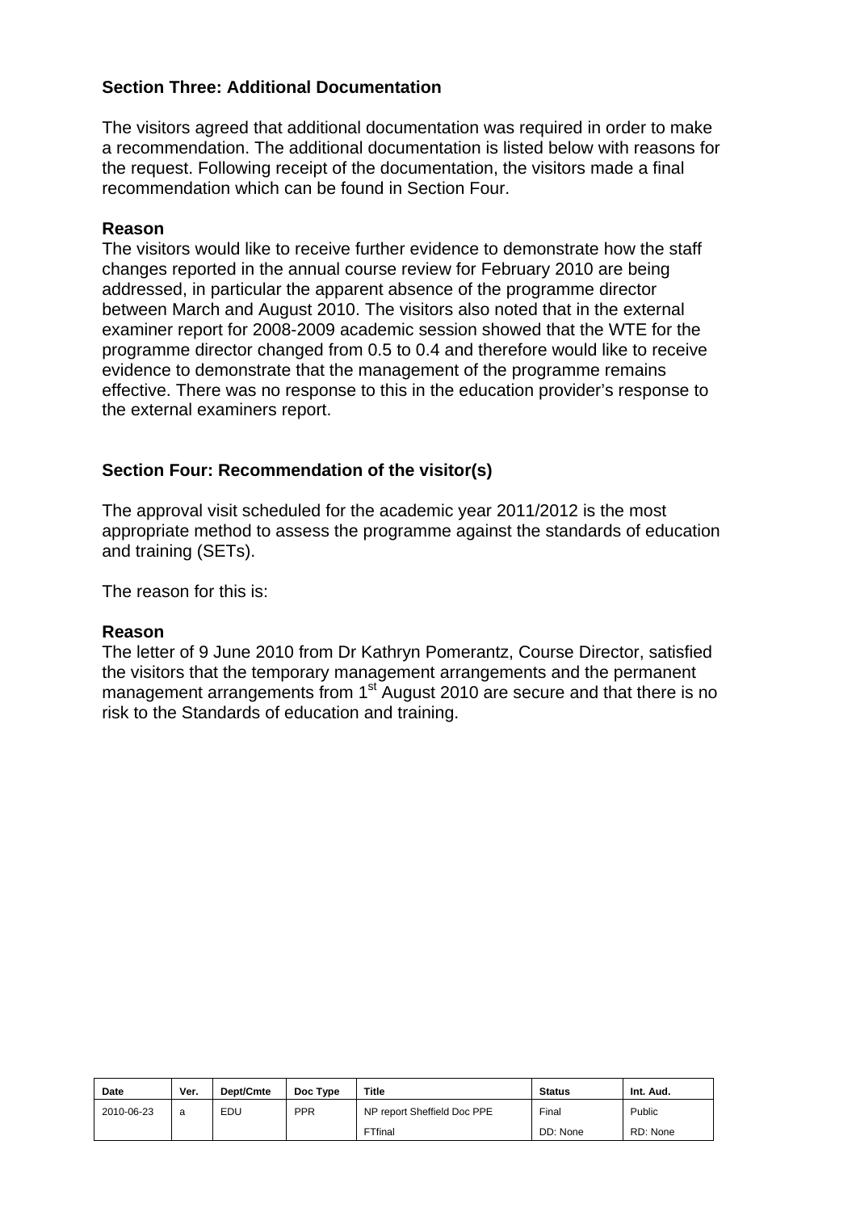**Section Three: Additional Documentation**

The visitors agreed that additional documentation was required in order to make a recommendation. The additional documentation is listed below with reasons for the request. Following receipt of the documentation, the visitors made a final recommendation which can be found in Section Four.

**Reason**

The visitors would like to receive further evidence to demonstrate how the staff changes reported in the annual course review for February 2010 are being addressed, in particular the apparent absence of the programme director between March and August 2010. The visitors also noted that in the external examiner report for 2008-2009 academic session showed that the WTE for the programme director changed from 0.5 to 0.4 and therefore would like to receive evidence to demonstrate that the management of the programme remains effective. There was no response to this in the education provider's response to the external examiners report.

**Section Four: Recommendation of the visitor(s)**

The approval visit scheduled for the academic year 2011/2012 is the most appropriate method to assess the programme against the standards of education and training (SETs).

The reason for this is:

**Reason**

The letter of 9 June 2010 from Dr Kathryn Pomerantz, Course Director, satisfied the visitors that the temporary management arrangements and the permanent management arrangements from 1st August 2010 are secure and that there is no risk to the Standards of education and training.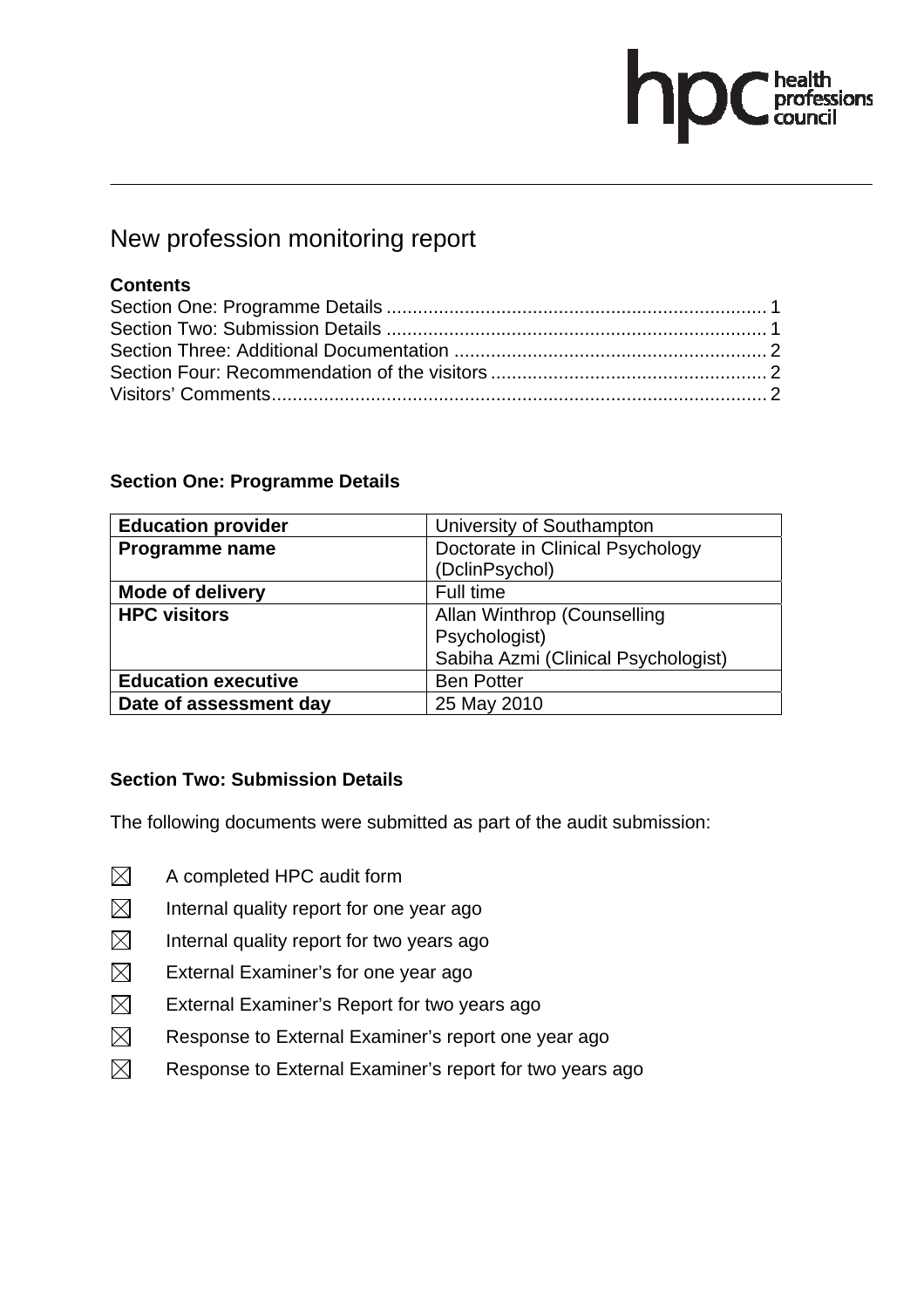# New profession monitoring report

**Contents**

Section One: Programme Details ........................................................................ 1
Section Two: Submission Details ........................................................................ 1
Section Three: Additional Documentation ........................................................... 2
Section Four: Recommendation of the visitors ..................................................... 2
Visitors' Comments.............................................................................................. 2

## Section One: Programme Details

| | |
|---|---|
| **Education provider** | University of Southampton |
| **Programme name** | Doctorate in Clinical Psychology (DclinPsychol) |
| **Mode of delivery** | Full time |
| **HPC visitors** | Allan Winthrop (Counselling Psychologist)<br>Sabiha Azmi (Clinical Psychologist) |
| **Education executive** | Ben Potter |
| **Date of assessment day** | 25 May 2010 |

## Section Two: Submission Details

The following documents were submitted as part of the audit submission:

- ☒ A completed HPC audit form
- ☒ Internal quality report for one year ago
- ☒ Internal quality report for two years ago
- ☒ External Examiner's for one year ago
- ☒ External Examiner's Report for two years ago
- ☒ Response to External Examiner's report one year ago
- ☒ Response to External Examiner's report for two years ago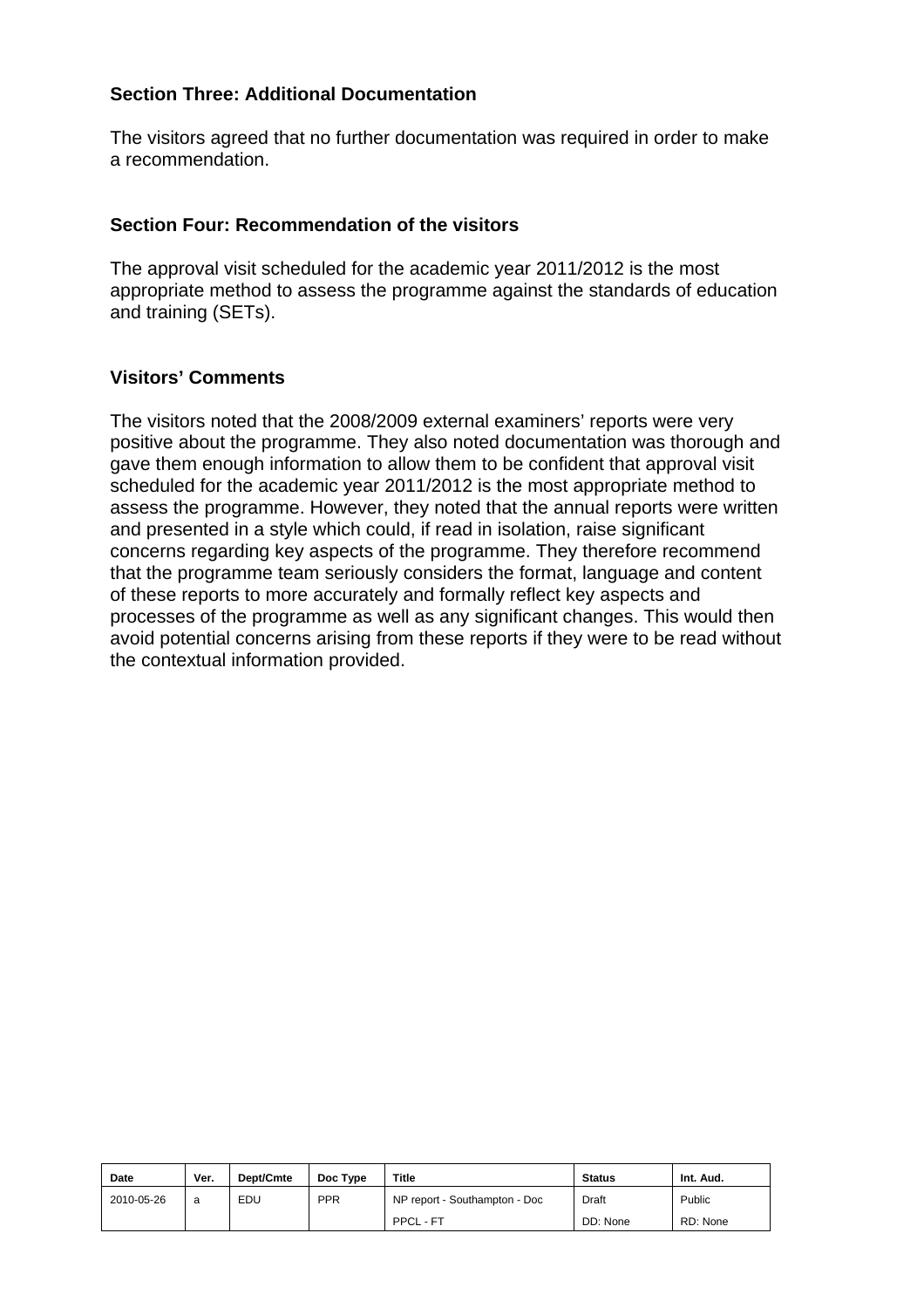**Section Three: Additional Documentation**

The visitors agreed that no further documentation was required in order to make a recommendation.

**Section Four: Recommendation of the visitors**

The approval visit scheduled for the academic year 2011/2012 is the most appropriate method to assess the programme against the standards of education and training (SETs).

**Visitors' Comments**

The visitors noted that the 2008/2009 external examiners' reports were very positive about the programme. They also noted documentation was thorough and gave them enough information to allow them to be confident that approval visit scheduled for the academic year 2011/2012 is the most appropriate method to assess the programme. However, they noted that the annual reports were written and presented in a style which could, if read in isolation, raise significant concerns regarding key aspects of the programme. They therefore recommend that the programme team seriously considers the format, language and content of these reports to more accurately and formally reflect key aspects and processes of the programme as well as any significant changes. This would then avoid potential concerns arising from these reports if they were to be read without the contextual information provided.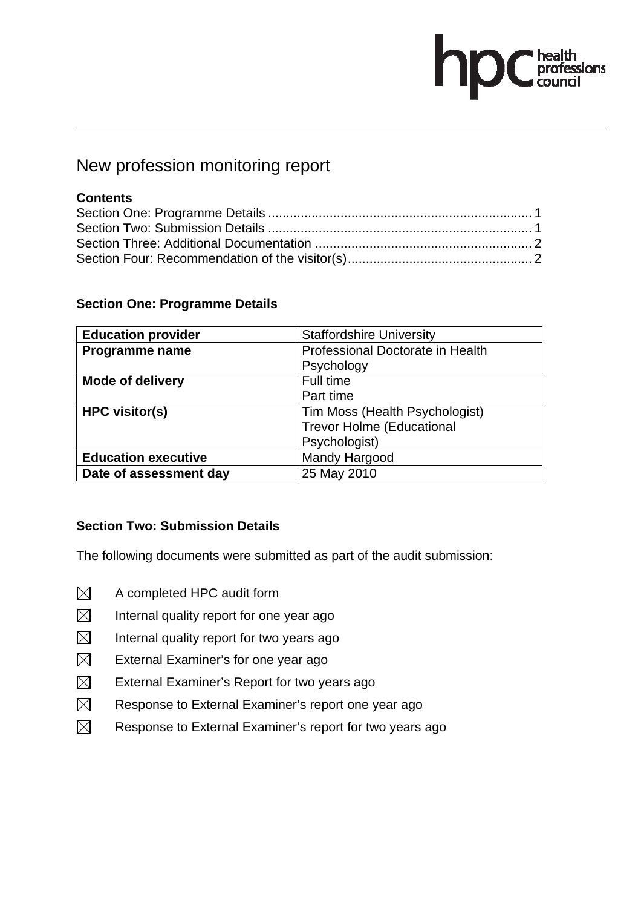# New profession monitoring report

**Contents**

Section One: Programme Details .......................................................................... 1
Section Two: Submission Details .......................................................................... 1
Section Three: Additional Documentation ............................................................ 2
Section Four: Recommendation of the visitor(s).................................................... 2

## Section One: Programme Details

| | |
|---|---|
| **Education provider** | Staffordshire University |
| **Programme name** | Professional Doctorate in Health Psychology |
| **Mode of delivery** | Full time<br>Part time |
| **HPC visitor(s)** | Tim Moss (Health Psychologist)<br>Trevor Holme (Educational Psychologist) |
| **Education executive** | Mandy Hargood |
| **Date of assessment day** | 25 May 2010 |

## Section Two: Submission Details

The following documents were submitted as part of the audit submission:

- ☒ A completed HPC audit form
- ☒ Internal quality report for one year ago
- ☒ Internal quality report for two years ago
- ☒ External Examiner's for one year ago
- ☒ External Examiner's Report for two years ago
- ☒ Response to External Examiner's report one year ago
- ☒ Response to External Examiner's report for two years ago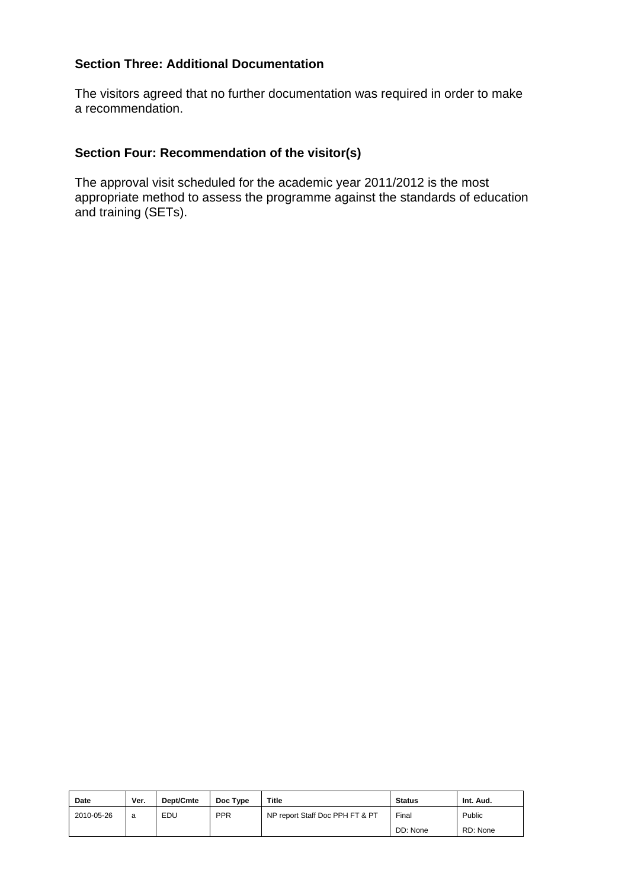### Section Three: Additional Documentation

The visitors agreed that no further documentation was required in order to make a recommendation.

### Section Four: Recommendation of the visitor(s)

The approval visit scheduled for the academic year 2011/2012 is the most appropriate method to assess the programme against the standards of education and training (SETs).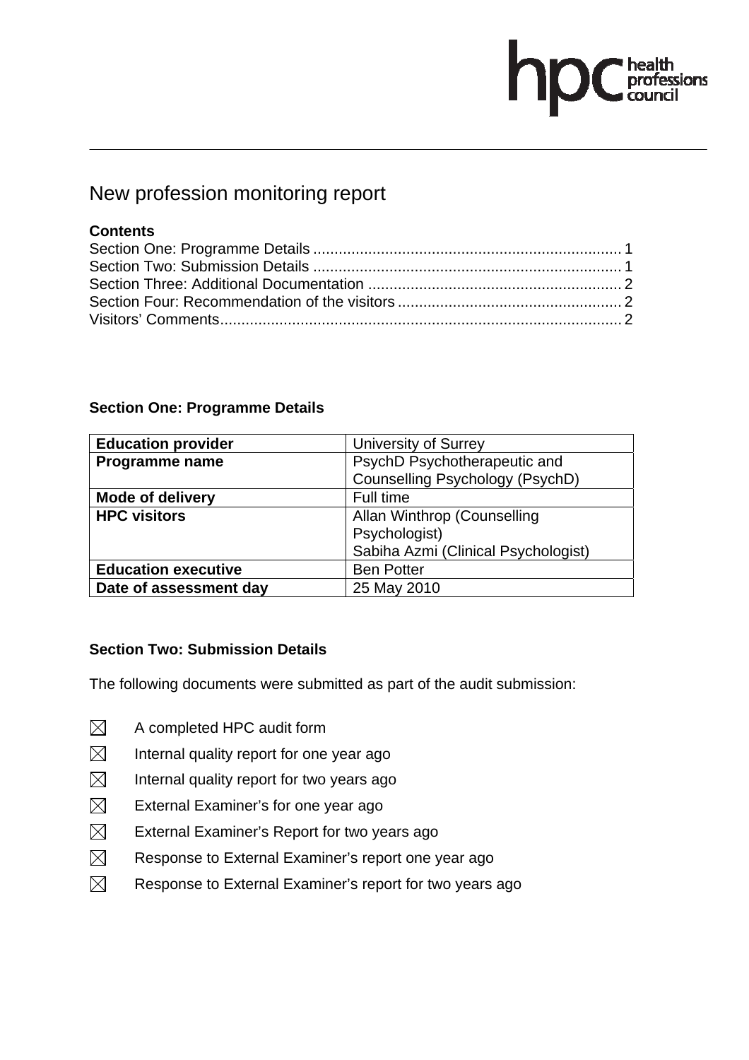# New profession monitoring report

**Contents**

Section One: Programme Details ........................................................................ 1
Section Two: Submission Details ........................................................................ 1
Section Three: Additional Documentation ........................................................... 2
Section Four: Recommendation of the visitors ..................................................... 2
Visitors' Comments............................................................................................... 2

## Section One: Programme Details

| **Education provider** | University of Surrey |
|---|---|
| **Programme name** | PsychD Psychotherapeutic and Counselling Psychology (PsychD) |
| **Mode of delivery** | Full time |
| **HPC visitors** | Allan Winthrop (Counselling Psychologist)<br>Sabiha Azmi (Clinical Psychologist) |
| **Education executive** | Ben Potter |
| **Date of assessment day** | 25 May 2010 |

## Section Two: Submission Details

The following documents were submitted as part of the audit submission:

- ☒ A completed HPC audit form
- ☒ Internal quality report for one year ago
- ☒ Internal quality report for two years ago
- ☒ External Examiner's for one year ago
- ☒ External Examiner's Report for two years ago
- ☒ Response to External Examiner's report one year ago
- ☒ Response to External Examiner's report for two years ago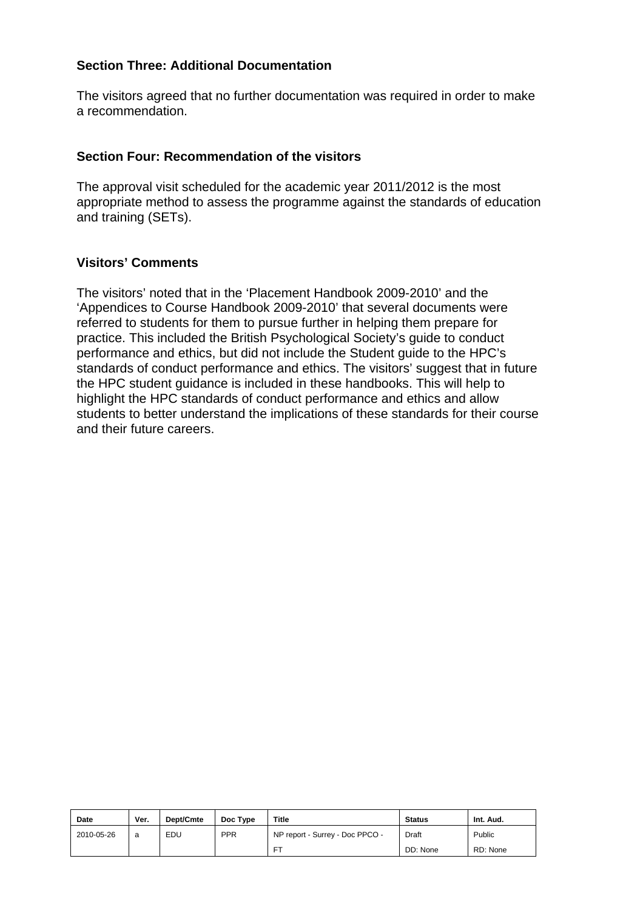**Section Three: Additional Documentation**

The visitors agreed that no further documentation was required in order to make a recommendation.

**Section Four: Recommendation of the visitors**

The approval visit scheduled for the academic year 2011/2012 is the most appropriate method to assess the programme against the standards of education and training (SETs).

**Visitors' Comments**

The visitors' noted that in the 'Placement Handbook 2009-2010' and the 'Appendices to Course Handbook 2009-2010' that several documents were referred to students for them to pursue further in helping them prepare for practice. This included the British Psychological Society's guide to conduct performance and ethics, but did not include the Student guide to the HPC's standards of conduct performance and ethics. The visitors' suggest that in future the HPC student guidance is included in these handbooks. This will help to highlight the HPC standards of conduct performance and ethics and allow students to better understand the implications of these standards for their course and their future careers.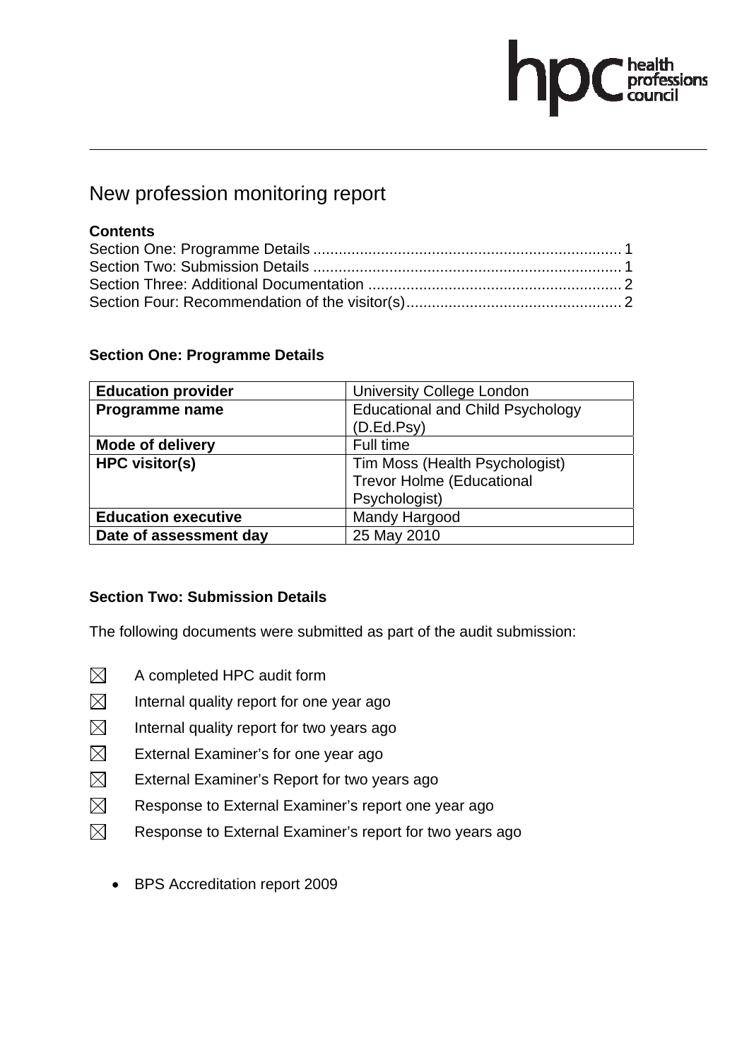# New profession monitoring report

**Contents**

Section One: Programme Details ........................................................................ 1
Section Two: Submission Details ........................................................................ 1
Section Three: Additional Documentation ........................................................... 2
Section Four: Recommendation of the visitor(s)................................................... 2

## Section One: Programme Details

| **Education provider** | University College London |
|---|---|
| **Programme name** | Educational and Child Psychology (D.Ed.Psy) |
| **Mode of delivery** | Full time |
| **HPC visitor(s)** | Tim Moss (Health Psychologist)<br>Trevor Holme (Educational Psychologist) |
| **Education executive** | Mandy Hargood |
| **Date of assessment day** | 25 May 2010 |

## Section Two: Submission Details

The following documents were submitted as part of the audit submission:

- [x] A completed HPC audit form
- [x] Internal quality report for one year ago
- [x] Internal quality report for two years ago
- [x] External Examiner's for one year ago
- [x] External Examiner's Report for two years ago
- [x] Response to External Examiner's report one year ago
- [x] Response to External Examiner's report for two years ago

- BPS Accreditation report 2009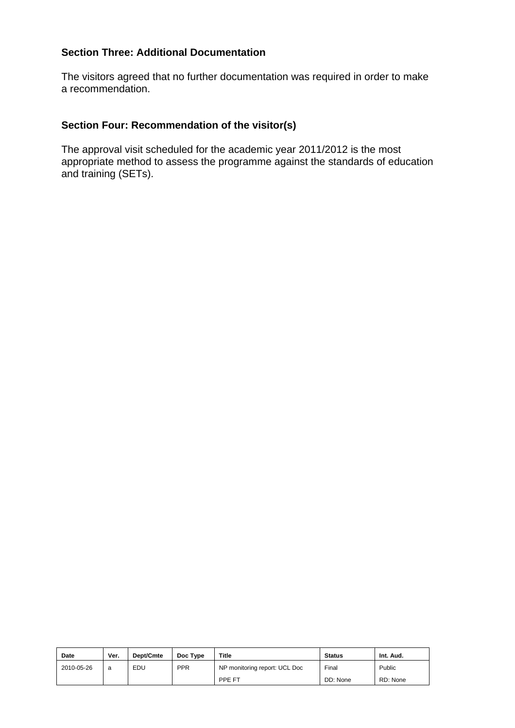### Section Three: Additional Documentation

The visitors agreed that no further documentation was required in order to make a recommendation.

### Section Four: Recommendation of the visitor(s)

The approval visit scheduled for the academic year 2011/2012 is the most appropriate method to assess the programme against the standards of education and training (SETs).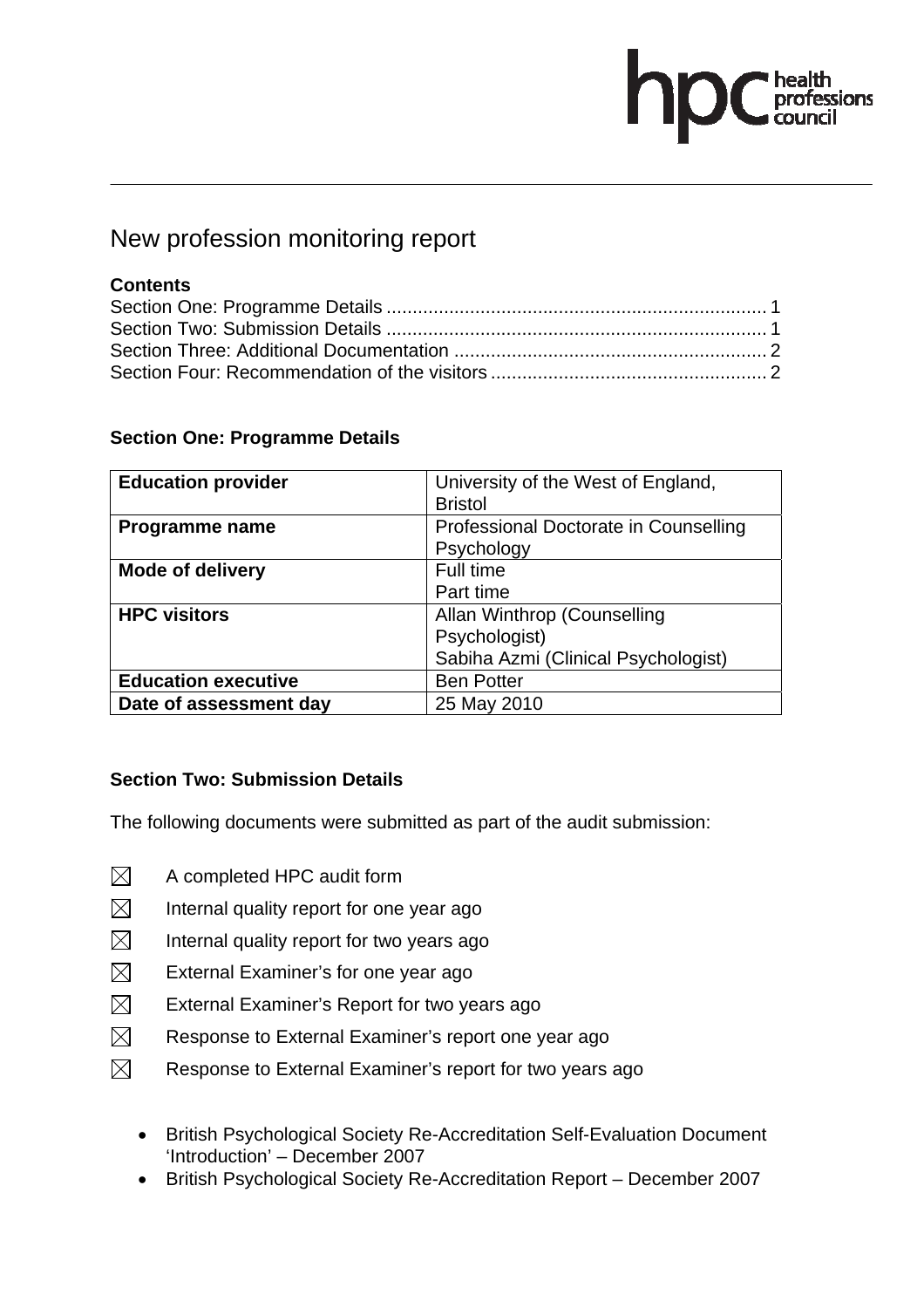# New profession monitoring report

**Contents**

Section One: Programme Details ........................................................................ 1
Section Two: Submission Details ........................................................................ 1
Section Three: Additional Documentation ........................................................... 2
Section Four: Recommendation of the visitors ..................................................... 2

## Section One: Programme Details

| | |
|---|---|
| **Education provider** | University of the West of England, Bristol |
| **Programme name** | Professional Doctorate in Counselling Psychology |
| **Mode of delivery** | Full time<br>Part time |
| **HPC visitors** | Allan Winthrop (Counselling Psychologist)<br>Sabiha Azmi (Clinical Psychologist) |
| **Education executive** | Ben Potter |
| **Date of assessment day** | 25 May 2010 |

## Section Two: Submission Details

The following documents were submitted as part of the audit submission:

- ☒ A completed HPC audit form
- ☒ Internal quality report for one year ago
- ☒ Internal quality report for two years ago
- ☒ External Examiner's for one year ago
- ☒ External Examiner's Report for two years ago
- ☒ Response to External Examiner's report one year ago
- ☒ Response to External Examiner's report for two years ago

- British Psychological Society Re-Accreditation Self-Evaluation Document 'Introduction' – December 2007
- British Psychological Society Re-Accreditation Report – December 2007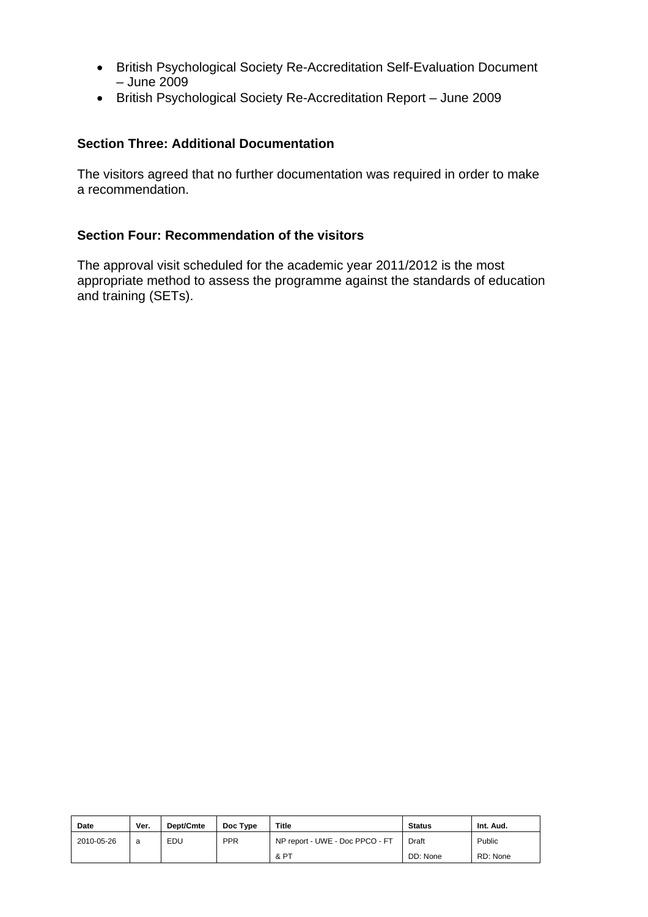- British Psychological Society Re-Accreditation Self-Evaluation Document – June 2009
- British Psychological Society Re-Accreditation Report – June 2009

**Section Three: Additional Documentation**

The visitors agreed that no further documentation was required in order to make a recommendation.

**Section Four: Recommendation of the visitors**

The approval visit scheduled for the academic year 2011/2012 is the most appropriate method to assess the programme against the standards of education and training (SETs).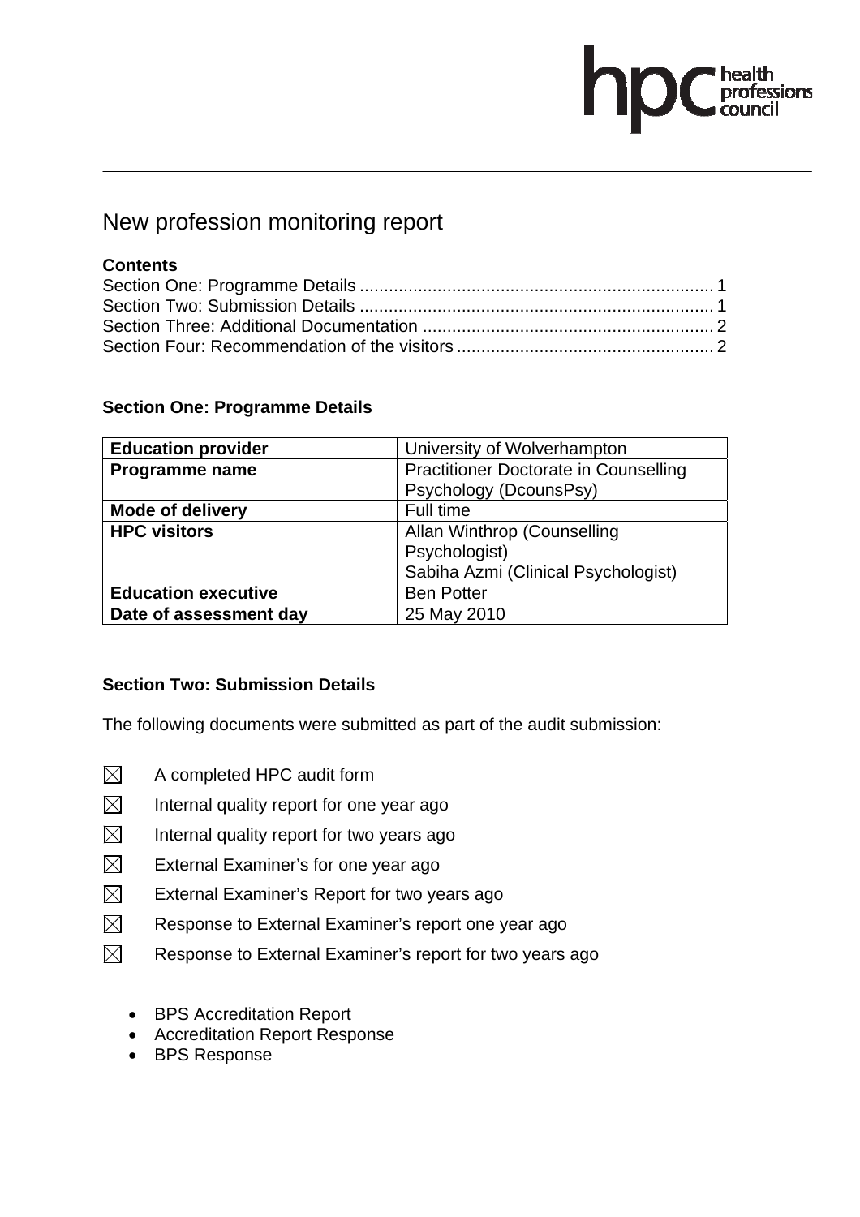# New profession monitoring report

**Contents**

Section One: Programme Details ........................................................................ 1
Section Two: Submission Details ........................................................................ 1
Section Three: Additional Documentation ........................................................... 2
Section Four: Recommendation of the visitors ..................................................... 2

## Section One: Programme Details

| **Education provider** | University of Wolverhampton |
|---|---|
| **Programme name** | Practitioner Doctorate in Counselling Psychology (DcounsPsy) |
| **Mode of delivery** | Full time |
| **HPC visitors** | Allan Winthrop (Counselling Psychologist)<br>Sabiha Azmi (Clinical Psychologist) |
| **Education executive** | Ben Potter |
| **Date of assessment day** | 25 May 2010 |

## Section Two: Submission Details

The following documents were submitted as part of the audit submission:

- ☒ A completed HPC audit form
- ☒ Internal quality report for one year ago
- ☒ Internal quality report for two years ago
- ☒ External Examiner's for one year ago
- ☒ External Examiner's Report for two years ago
- ☒ Response to External Examiner's report one year ago
- ☒ Response to External Examiner's report for two years ago

- BPS Accreditation Report
- Accreditation Report Response
- BPS Response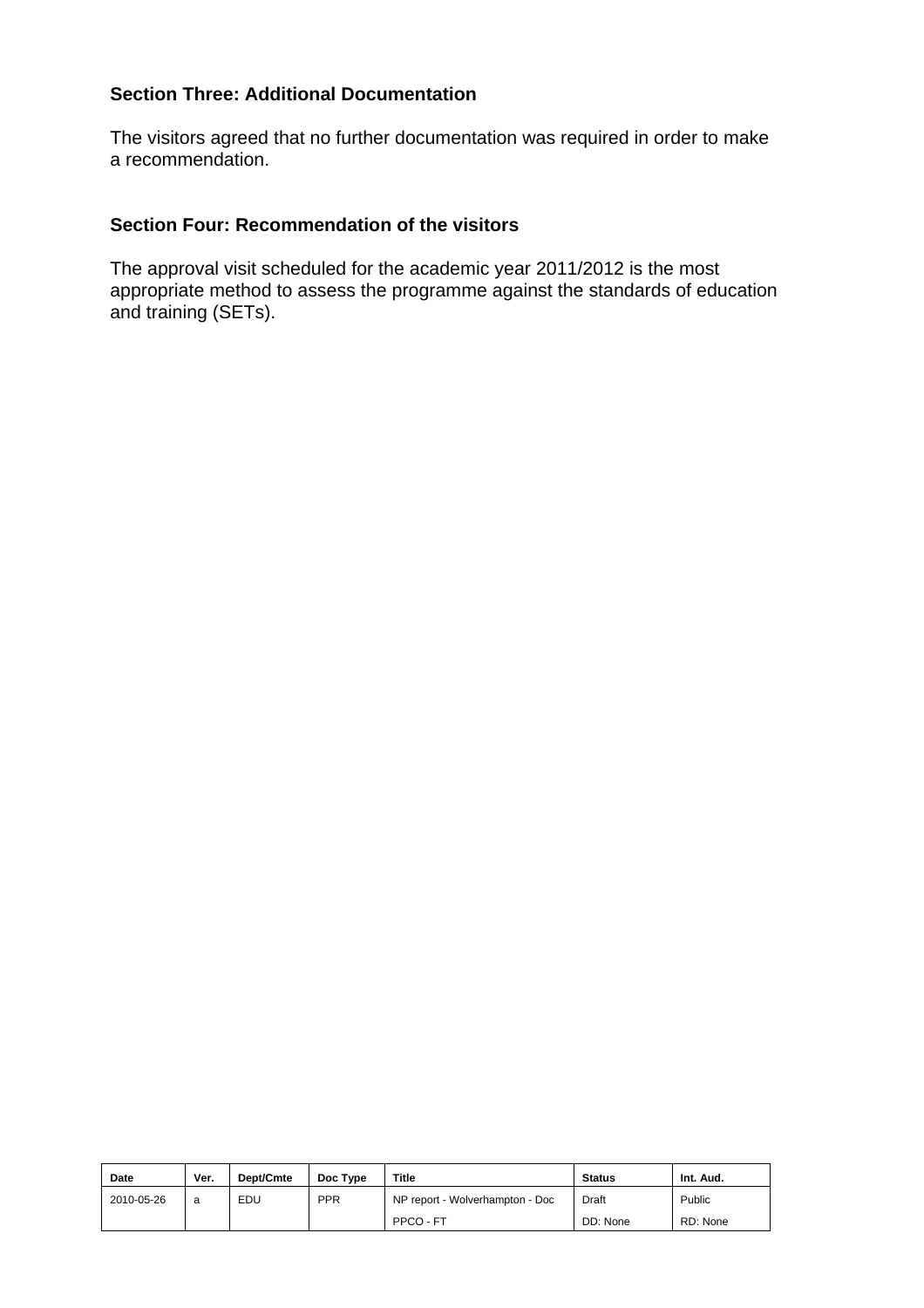### Section Three: Additional Documentation

The visitors agreed that no further documentation was required in order to make a recommendation.

### Section Four: Recommendation of the visitors

The approval visit scheduled for the academic year 2011/2012 is the most appropriate method to assess the programme against the standards of education and training (SETs).

| Date | Ver. | Dept/Cmte | Doc Type | Title | Status | Int. Aud. |
|---|---|---|---|---|---|---|
| 2010-05-26 | a | EDU | PPR | NP report - Wolverhampton - Doc PPCO - FT | Draft DD: None | Public RD: None |